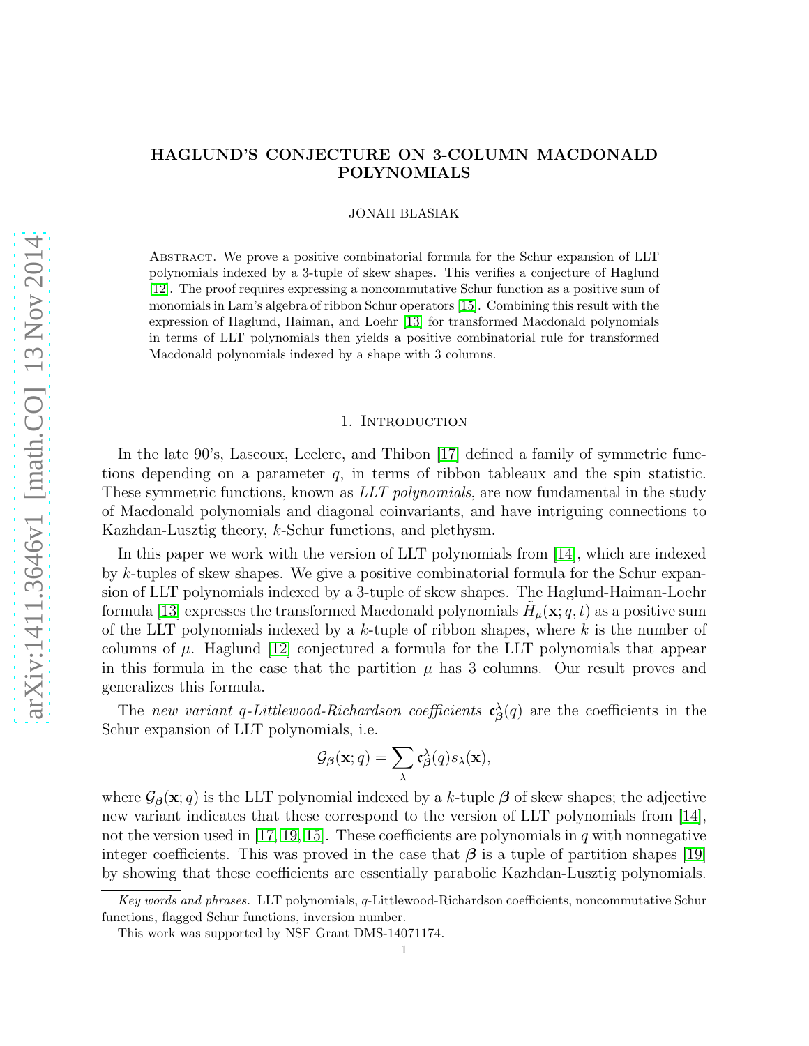# HAGLUND'S CONJECTURE ON 3-COLUMN MACDONALD POLYNOMIALS

JONAH BLASIAK

Abstract. We prove a positive combinatorial formula for the Schur expansion of LLT polynomials indexed by a 3-tuple of skew shapes. This verifies a conjecture of Haglund [12]. The proof requires expressing a noncommutative Schur function as a positive sum of monomials in Lam's algebra of ribbon Schur operators [15]. Combining this result with the expression of Haglund, Haiman, and Loehr [13] for transformed Macdonald polynomials in terms of LLT polynomials then yields a positive combinatorial rule for transformed Macdonald polynomials indexed by a shape with 3 columns.

## 1. Introduction

In the late 90's, Lascoux, Leclerc, and Thibon [17] defined a family of symmetric functions depending on a parameter $q$, in terms of ribbon tableaux and the spin statistic. These symmetric functions, known as *LLT polynomials*, are now fundamental in the study of Macdonald polynomials and diagonal coinvariants, and have intriguing connections to Kazhdan-Lusztig theory, $k$-Schur functions, and plethysm.

In this paper we work with the version of LLT polynomials from [14], which are indexed by $k$-tuples of skew shapes. We give a positive combinatorial formula for the Schur expansion of LLT polynomials indexed by a 3-tuple of skew shapes. The Haglund-Haiman-Loehr formula [13] expresses the transformed Macdonald polynomials $\tilde{H}_\mu(\mathbf{x}; q, t)$ as a positive sum of the LLT polynomials indexed by a $k$-tuple of ribbon shapes, where $k$ is the number of columns of $\mu$. Haglund [12] conjectured a formula for the LLT polynomials that appear in this formula in the case that the partition $\mu$ has 3 columns. Our result proves and generalizes this formula.

The *new variant $q$-Littlewood-Richardson coefficients* $\mathfrak{c}^\lambda_{\boldsymbol{\beta}}(q)$ are the coefficients in the Schur expansion of LLT polynomials, i.e.

$$\mathcal{G}_{\boldsymbol{\beta}}(\mathbf{x}; q) = \sum_\lambda \mathfrak{c}^\lambda_{\boldsymbol{\beta}}(q) s_\lambda(\mathbf{x}),$$

where $\mathcal{G}_{\boldsymbol{\beta}}(\mathbf{x}; q)$ is the LLT polynomial indexed by a $k$-tuple $\boldsymbol{\beta}$ of skew shapes; the adjective new variant indicates that these correspond to the version of LLT polynomials from [14], not the version used in [17, 19, 15]. These coefficients are polynomials in $q$ with nonnegative integer coefficients. This was proved in the case that $\boldsymbol{\beta}$ is a tuple of partition shapes [19] by showing that these coefficients are essentially parabolic Kazhdan-Lusztig polynomials.

*Key words and phrases.* LLT polynomials, $q$-Littlewood-Richardson coefficients, noncommutative Schur functions, flagged Schur functions, inversion number.

This work was supported by NSF Grant DMS-14071174.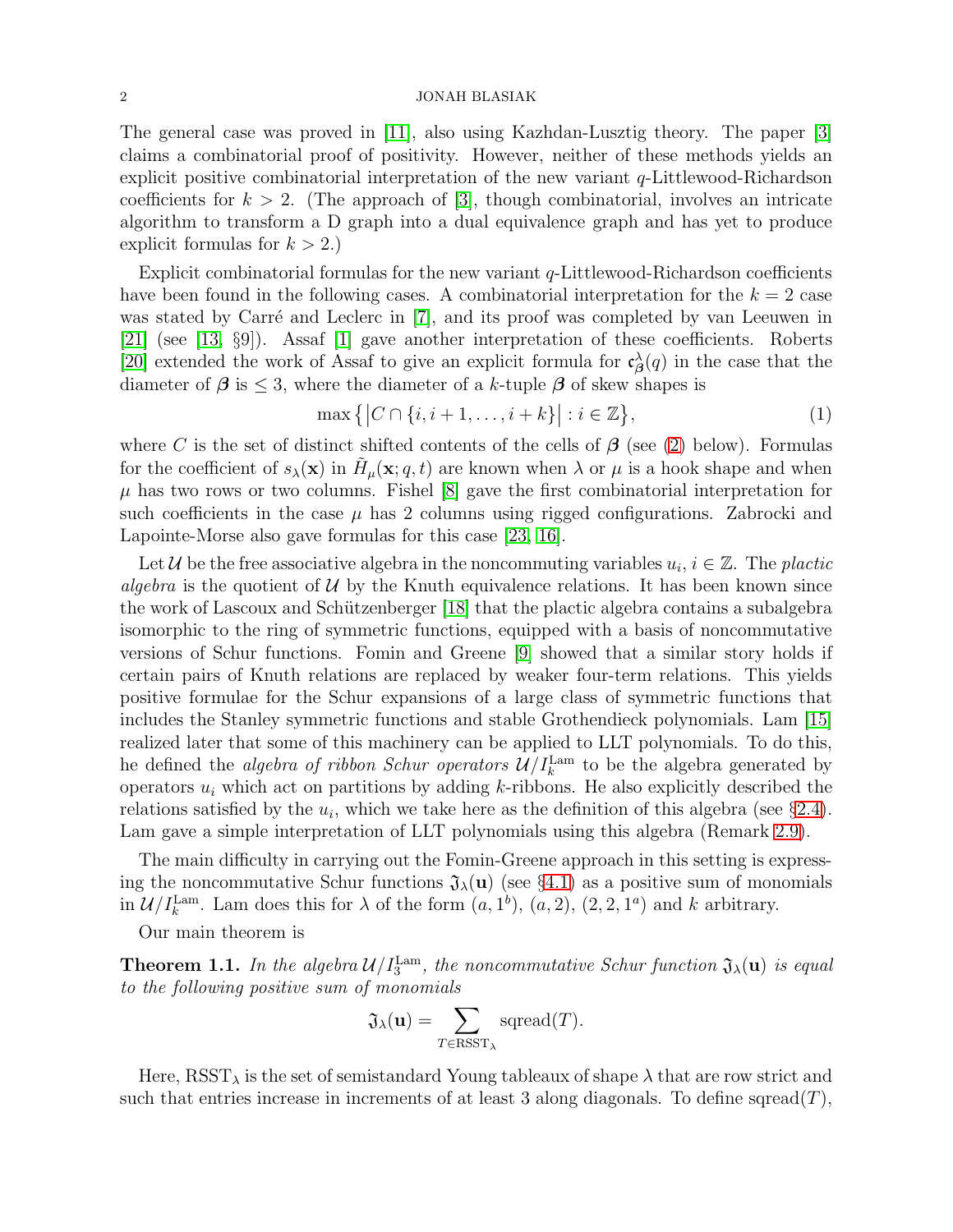The general case was proved in [11], also using Kazhdan-Lusztig theory. The paper [3] claims a combinatorial proof of positivity. However, neither of these methods yields an explicit positive combinatorial interpretation of the new variant $q$-Littlewood-Richardson coefficients for $k > 2$. (The approach of [3], though combinatorial, involves an intricate algorithm to transform a D graph into a dual equivalence graph and has yet to produce explicit formulas for $k > 2$.)

Explicit combinatorial formulas for the new variant $q$-Littlewood-Richardson coefficients have been found in the following cases. A combinatorial interpretation for the $k = 2$ case was stated by Carré and Leclerc in [7], and its proof was completed by van Leeuwen in [21] (see [13, §9]). Assaf [1] gave another interpretation of these coefficients. Roberts [20] extended the work of Assaf to give an explicit formula for $\mathfrak{c}^{\lambda}_{\boldsymbol{\beta}}(q)$ in the case that the diameter of $\boldsymbol{\beta}$ is $\leq 3$, where the diameter of a $k$-tuple $\boldsymbol{\beta}$ of skew shapes is

$$\max\left\{\left|C \cap \{i, i+1, \ldots, i+k\}\right| : i \in \mathbb{Z}\right\}, \tag{1}$$

where $C$ is the set of distinct shifted contents of the cells of $\boldsymbol{\beta}$ (see (2) below). Formulas for the coefficient of $s_\lambda(\mathbf{x})$ in $\tilde{H}_\mu(\mathbf{x}; q, t)$ are known when $\lambda$ or $\mu$ is a hook shape and when $\mu$ has two rows or two columns. Fishel [8] gave the first combinatorial interpretation for such coefficients in the case $\mu$ has 2 columns using rigged configurations. Zabrocki and Lapointe-Morse also gave formulas for this case [23, 16].

Let $\mathcal{U}$ be the free associative algebra in the noncommuting variables $u_i$, $i \in \mathbb{Z}$. The *plactic algebra* is the quotient of $\mathcal{U}$ by the Knuth equivalence relations. It has been known since the work of Lascoux and Schützenberger [18] that the plactic algebra contains a subalgebra isomorphic to the ring of symmetric functions, equipped with a basis of noncommutative versions of Schur functions. Fomin and Greene [9] showed that a similar story holds if certain pairs of Knuth relations are replaced by weaker four-term relations. This yields positive formulae for the Schur expansions of a large class of symmetric functions that includes the Stanley symmetric functions and stable Grothendieck polynomials. Lam [15] realized later that some of this machinery can be applied to LLT polynomials. To do this, he defined the *algebra of ribbon Schur operators* $\mathcal{U}/I_k^{\mathrm{Lam}}$ to be the algebra generated by operators $u_i$ which act on partitions by adding $k$-ribbons. He also explicitly described the relations satisfied by the $u_i$, which we take here as the definition of this algebra (see §2.4). Lam gave a simple interpretation of LLT polynomials using this algebra (Remark 2.9).

The main difficulty in carrying out the Fomin-Greene approach in this setting is expressing the noncommutative Schur functions $\mathfrak{J}_\lambda(\mathbf{u})$ (see §4.1) as a positive sum of monomials in $\mathcal{U}/I_k^{\mathrm{Lam}}$. Lam does this for $\lambda$ of the form $(a, 1^b)$, $(a, 2)$, $(2, 2, 1^a)$ and $k$ arbitrary.

Our main theorem is

**Theorem 1.1.** *In the algebra $\mathcal{U}/I_3^{\mathrm{Lam}}$, the noncommutative Schur function $\mathfrak{J}_\lambda(\mathbf{u})$ is equal to the following positive sum of monomials*

$$\mathfrak{J}_\lambda(\mathbf{u}) = \sum_{T \in \mathrm{RSST}_\lambda} \mathrm{sqread}(T).$$

Here, $\mathrm{RSST}_\lambda$ is the set of semistandard Young tableaux of shape $\lambda$ that are row strict and such that entries increase in increments of at least 3 along diagonals. To define $\mathrm{sqread}(T)$,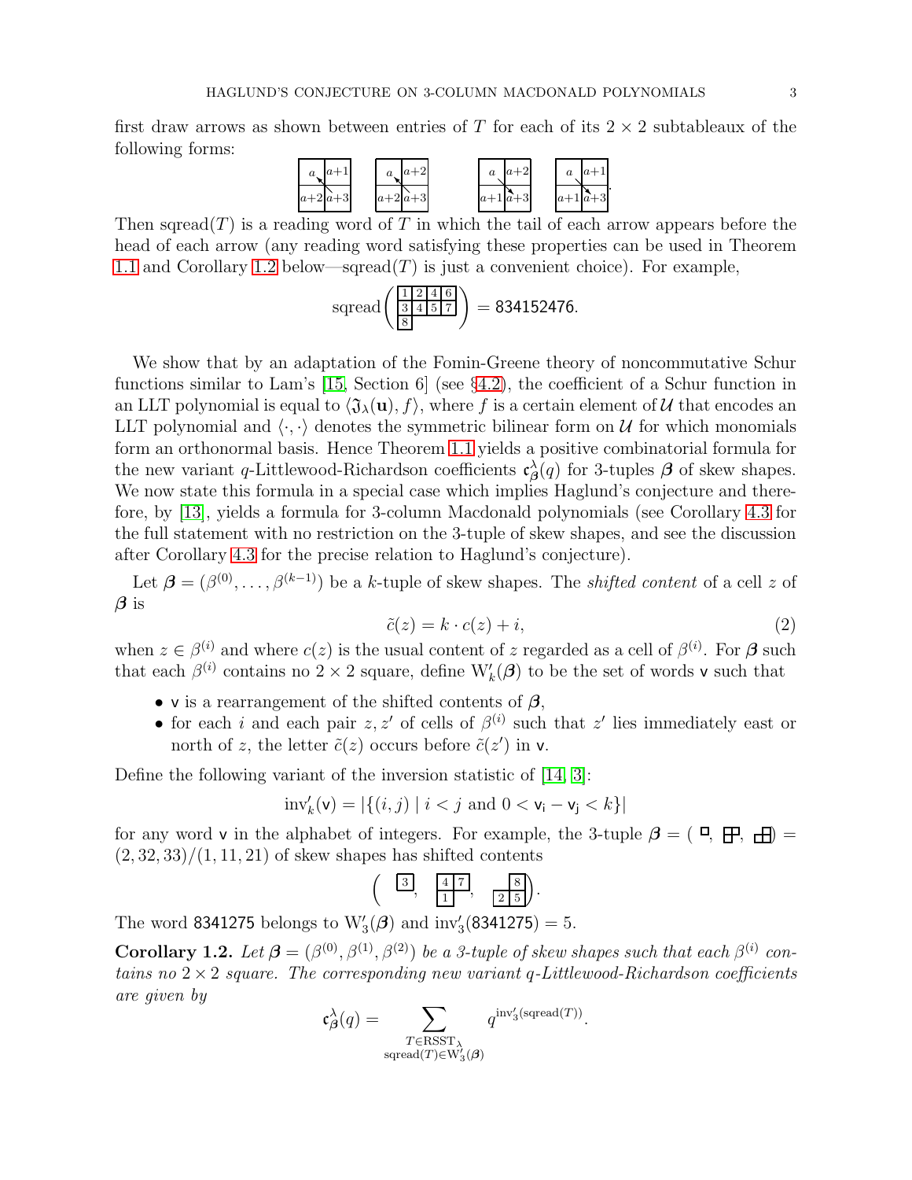first draw arrows as shown between entries of $T$ for each of its $2 \times 2$ subtableaux of the following forms:

$$\begin{array}{|c|c|}\hline a & a{+}1 \\ \hline a{+}2 & a{+}3 \\ \hline\end{array} \quad \begin{array}{|c|c|}\hline a & a{+}2 \\ \hline a{+}2 & a{+}3 \\ \hline\end{array} \qquad \begin{array}{|c|c|}\hline a & a{+}2 \\ \hline a{+}1 & a{+}3 \\ \hline\end{array} \quad \begin{array}{|c|c|}\hline a & a{+}1 \\ \hline a{+}1 & a{+}3 \\ \hline\end{array}.$$

Then sqread$(T)$ is a reading word of $T$ in which the tail of each arrow appears before the head of each arrow (any reading word satisfying these properties can be used in Theorem 1.1 and Corollary 1.2 below—sqread$(T)$ is just a convenient choice). For example,

$$\operatorname{sqread}\left(\begin{array}{|c|c|c|c|}\hline 1 & 2 & 4 & 6 \\ \hline 3 & 4 & 5 & 7 \\ \hline 8 \\ \cline{1-1}\end{array}\right) = \mathsf{834152476}.$$

We show that by an adaptation of the Fomin-Greene theory of noncommutative Schur functions similar to Lam's [15, Section 6] (see §4.2), the coefficient of a Schur function in an LLT polynomial is equal to $\langle \mathfrak{J}_\lambda(\mathbf{u}), f\rangle$, where $f$ is a certain element of $\mathcal{U}$ that encodes an LLT polynomial and $\langle\cdot,\cdot\rangle$ denotes the symmetric bilinear form on $\mathcal{U}$ for which monomials form an orthonormal basis. Hence Theorem 1.1 yields a positive combinatorial formula for the new variant $q$-Littlewood-Richardson coefficients $\mathfrak{c}^\lambda_{\boldsymbol\beta}(q)$ for 3-tuples $\boldsymbol\beta$ of skew shapes. We now state this formula in a special case which implies Haglund's conjecture and therefore, by [13], yields a formula for 3-column Macdonald polynomials (see Corollary 4.3 for the full statement with no restriction on the 3-tuple of skew shapes, and see the discussion after Corollary 4.3 for the precise relation to Haglund's conjecture).

Let $\boldsymbol\beta = (\beta^{(0)}, \dots, \beta^{(k-1)})$ be a $k$-tuple of skew shapes. The *shifted content* of a cell $z$ of $\boldsymbol\beta$ is

$$\tilde c(z) = k \cdot c(z) + i, \tag{2}$$

when $z \in \beta^{(i)}$ and where $c(z)$ is the usual content of $z$ regarded as a cell of $\beta^{(i)}$. For $\boldsymbol\beta$ such that each $\beta^{(i)}$ contains no $2\times 2$ square, define $\mathrm{W}'_k(\boldsymbol\beta)$ to be the set of words $\mathsf{v}$ such that

- $\mathsf{v}$ is a rearrangement of the shifted contents of $\boldsymbol\beta$,
- for each $i$ and each pair $z, z'$ of cells of $\beta^{(i)}$ such that $z'$ lies immediately east or north of $z$, the letter $\tilde c(z)$ occurs before $\tilde c(z')$ in $\mathsf{v}$.

Define the following variant of the inversion statistic of [14, 3]:

$$\operatorname{inv}'_k(\mathsf{v}) = |\{(i,j) \mid i < j \text{ and } 0 < \mathsf{v}_\mathsf{i} - \mathsf{v}_\mathsf{j} < k\}|$$

for any word $\mathsf{v}$ in the alphabet of integers. For example, the 3-tuple $\boldsymbol\beta = (\ \square,\ \boxplus,\ \boxplus\ ) = (2, 32, 33)/(1, 11, 21)$ of skew shapes has shifted contents

$$\left(\ \boxed{3},\quad \begin{array}{|c|c|}\hline 4 & 7 \\ \hline 1 \\ \cline{1-1}\end{array},\quad \begin{array}{cc|c|}\cline{3-3} & & 8 \\ \hline \multicolumn{1}{|c|}{2} & 5 \\ \cline{1-3}\end{array}\right).$$

The word $\mathsf{8341275}$ belongs to $\mathrm{W}'_3(\boldsymbol\beta)$ and $\operatorname{inv}'_3(\mathsf{8341275}) = 5$.

**Corollary 1.2.** *Let $\boldsymbol\beta = (\beta^{(0)}, \beta^{(1)}, \beta^{(2)})$ be a 3-tuple of skew shapes such that each $\beta^{(i)}$ contains no $2 \times 2$ square. The corresponding new variant $q$-Littlewood-Richardson coefficients are given by*

$$\mathfrak{c}^\lambda_{\boldsymbol\beta}(q) = \sum_{\substack{T \in \mathrm{RSST}_\lambda \\ \operatorname{sqread}(T) \in \mathrm{W}'_3(\boldsymbol\beta)}} q^{\operatorname{inv}'_3(\operatorname{sqread}(T))}.$$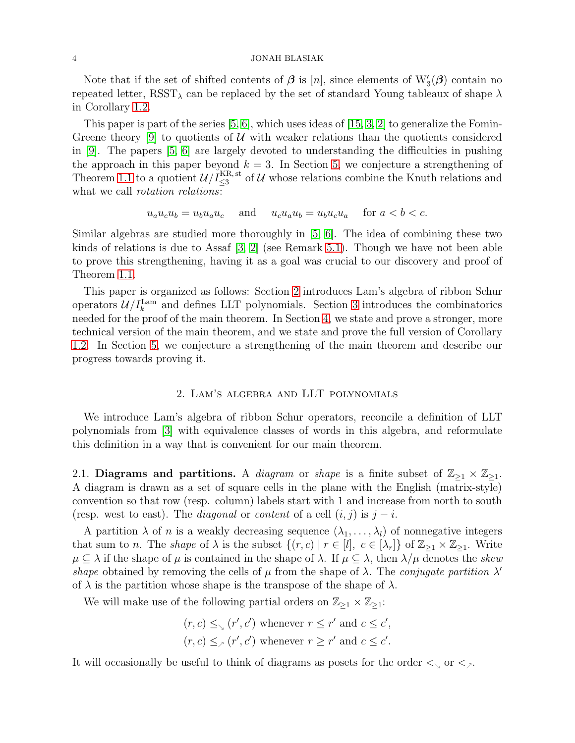Note that if the set of shifted contents of $\boldsymbol{\beta}$ is $[n]$, since elements of $\mathrm{W}_3'(\boldsymbol{\beta})$ contain no repeated letter, $\mathrm{RSST}_\lambda$ can be replaced by the set of standard Young tableaux of shape $\lambda$ in Corollary 1.2.

This paper is part of the series [5, 6], which uses ideas of [15, 3, 2] to generalize the Fomin-Greene theory [9] to quotients of $\mathcal{U}$ with weaker relations than the quotients considered in [9]. The papers [5, 6] are largely devoted to understanding the difficulties in pushing the approach in this paper beyond $k = 3$. In Section 5, we conjecture a strengthening of Theorem 1.1 to a quotient $\mathcal{U}/I^{\mathrm{KR,\,st}}_{\leq 3}$ of $\mathcal{U}$ whose relations combine the Knuth relations and what we call *rotation relations*:

$$u_a u_c u_b = u_b u_a u_c \quad \text{ and } \quad u_c u_a u_b = u_b u_c u_a \quad \text{ for } a < b < c.$$

Similar algebras are studied more thoroughly in [5, 6]. The idea of combining these two kinds of relations is due to Assaf [3, 2] (see Remark 5.1). Though we have not been able to prove this strengthening, having it as a goal was crucial to our discovery and proof of Theorem 1.1.

This paper is organized as follows: Section 2 introduces Lam's algebra of ribbon Schur operators $\mathcal{U}/I^{\mathrm{Lam}}_k$ and defines LLT polynomials. Section 3 introduces the combinatorics needed for the proof of the main theorem. In Section 4, we state and prove a stronger, more technical version of the main theorem, and we state and prove the full version of Corollary 1.2. In Section 5, we conjecture a strengthening of the main theorem and describe our progress towards proving it.

## 2. Lam's algebra and LLT polynomials

We introduce Lam's algebra of ribbon Schur operators, reconcile a definition of LLT polynomials from [3] with equivalence classes of words in this algebra, and reformulate this definition in a way that is convenient for our main theorem.

2.1. **Diagrams and partitions.** A *diagram* or *shape* is a finite subset of $\mathbb{Z}_{\geq 1} \times \mathbb{Z}_{\geq 1}$. A diagram is drawn as a set of square cells in the plane with the English (matrix-style) convention so that row (resp. column) labels start with 1 and increase from north to south (resp. west to east). The *diagonal* or *content* of a cell $(i, j)$ is $j - i$.

A partition $\lambda$ of $n$ is a weakly decreasing sequence $(\lambda_1, \ldots, \lambda_l)$ of nonnegative integers that sum to $n$. The *shape* of $\lambda$ is the subset $\{(r, c) \mid r \in [l],\ c \in [\lambda_r]\}$ of $\mathbb{Z}_{\geq 1} \times \mathbb{Z}_{\geq 1}$. Write $\mu \subseteq \lambda$ if the shape of $\mu$ is contained in the shape of $\lambda$. If $\mu \subseteq \lambda$, then $\lambda/\mu$ denotes the *skew shape* obtained by removing the cells of $\mu$ from the shape of $\lambda$. The *conjugate partition* $\lambda'$ of $\lambda$ is the partition whose shape is the transpose of the shape of $\lambda$.

We will make use of the following partial orders on $\mathbb{Z}_{\geq 1} \times \mathbb{Z}_{\geq 1}$:

$$(r, c) \leq_{\searrow} (r', c') \text{ whenever } r \leq r' \text{ and } c \leq c',$$
$$(r, c) \leq_{\nearrow} (r', c') \text{ whenever } r \geq r' \text{ and } c \leq c'.$$

It will occasionally be useful to think of diagrams as posets for the order $<_{\searrow}$ or $<_{\nearrow}$.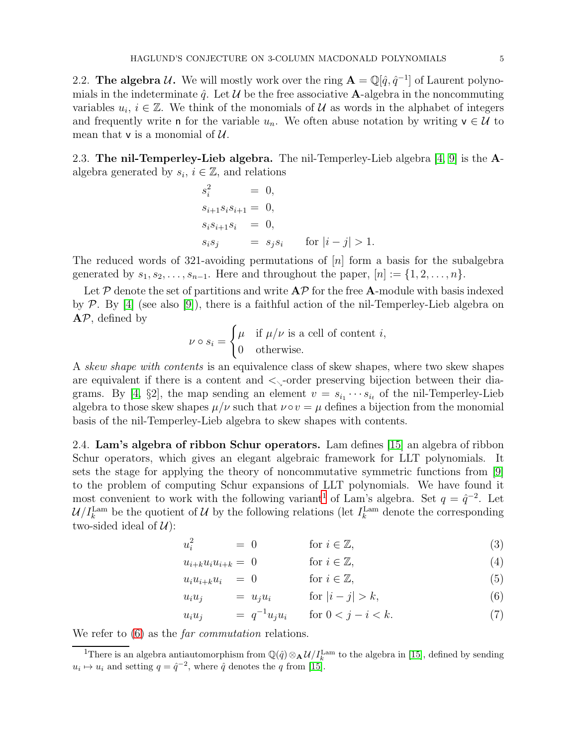**2.2. The algebra $\mathcal{U}$.** We will mostly work over the ring $\mathbf{A} = \mathbb{Q}[\hat{q}, \hat{q}^{-1}]$ of Laurent polynomials in the indeterminate $\hat{q}$. Let $\mathcal{U}$ be the free associative $\mathbf{A}$-algebra in the noncommuting variables $u_i$, $i \in \mathbb{Z}$. We think of the monomials of $\mathcal{U}$ as words in the alphabet of integers and frequently write $\mathsf{n}$ for the variable $u_n$. We often abuse notation by writing $\mathsf{v} \in \mathcal{U}$ to mean that $\mathsf{v}$ is a monomial of $\mathcal{U}$.

**2.3. The nil-Temperley-Lieb algebra.** The nil-Temperley-Lieb algebra [4, 9] is the $\mathbf{A}$-algebra generated by $s_i$, $i \in \mathbb{Z}$, and relations

$$
\begin{aligned}
s_i^2 &= 0, \\
s_{i+1}s_i s_{i+1} &= 0, \\
s_i s_{i+1} s_i &= 0, \\
s_i s_j &= s_j s_i \qquad \text{for } |i-j| > 1.
\end{aligned}
$$

The reduced words of 321-avoiding permutations of $[n]$ form a basis for the subalgebra generated by $s_1, s_2, \ldots, s_{n-1}$. Here and throughout the paper, $[n] := \{1, 2, \ldots, n\}$.

Let $\mathcal{P}$ denote the set of partitions and write $\mathbf{A}\mathcal{P}$ for the free $\mathbf{A}$-module with basis indexed by $\mathcal{P}$. By [4] (see also [9]), there is a faithful action of the nil-Temperley-Lieb algebra on $\mathbf{A}\mathcal{P}$, defined by

$$
\nu \circ s_i = \begin{cases} \mu & \text{if } \mu/\nu \text{ is a cell of content } i, \\ 0 & \text{otherwise.} \end{cases}
$$

A *skew shape with contents* is an equivalence class of skew shapes, where two skew shapes are equivalent if there is a content and $<_{\searrow}$-order preserving bijection between their diagrams. By [4, §2], the map sending an element $v = s_{i_1} \cdots s_{i_t}$ of the nil-Temperley-Lieb algebra to those skew shapes $\mu/\nu$ such that $\nu \circ v = \mu$ defines a bijection from the monomial basis of the nil-Temperley-Lieb algebra to skew shapes with contents.

**2.4. Lam's algebra of ribbon Schur operators.** Lam defines [15] an algebra of ribbon Schur operators, which gives an elegant algebraic framework for LLT polynomials. It sets the stage for applying the theory of noncommutative symmetric functions from [9] to the problem of computing Schur expansions of LLT polynomials. We have found it most convenient to work with the following variant[1] of Lam's algebra. Set $q = \hat{q}^{-2}$. Let $\mathcal{U}/I_k^{\mathrm{Lam}}$ be the quotient of $\mathcal{U}$ by the following relations (let $I_k^{\mathrm{Lam}}$ denote the corresponding two-sided ideal of $\mathcal{U}$):

$$
\begin{aligned}
u_i^2 &= 0 && \text{for } i \in \mathbb{Z}, && (3)\\
u_{i+k}u_i u_{i+k} &= 0 && \text{for } i \in \mathbb{Z}, && (4)\\
u_i u_{i+k} u_i &= 0 && \text{for } i \in \mathbb{Z}, && (5)\\
u_i u_j &= u_j u_i && \text{for } |i-j| > k, && (6)\\
u_i u_j &= q^{-1} u_j u_i && \text{for } 0 < j-i < k. && (7)
\end{aligned}
$$

We refer to (6) as the *far commutation* relations.

[1] There is an algebra antiautomorphism from $\mathbb{Q}(\hat{q}) \otimes_{\mathbf{A}} \mathcal{U}/I_k^{\mathrm{Lam}}$ to the algebra in [15], defined by sending $u_i \mapsto u_i$ and setting $q = \hat{q}^{-2}$, where $\hat{q}$ denotes the $q$ from [15].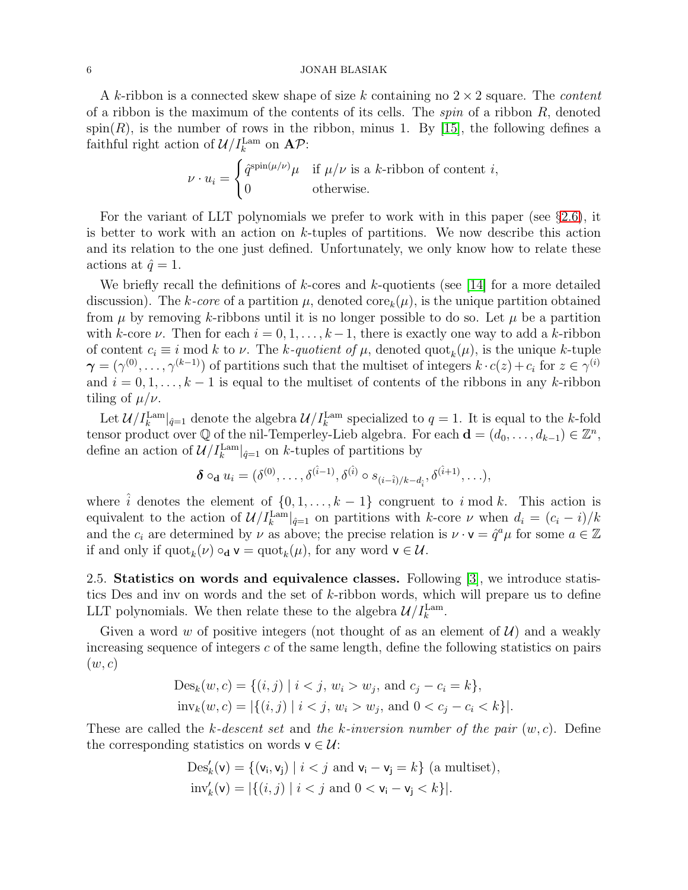A $k$-ribbon is a connected skew shape of size $k$ containing no $2 \times 2$ square. The *content* of a ribbon is the maximum of the contents of its cells. The *spin* of a ribbon $R$, denoted $\mathrm{spin}(R)$, is the number of rows in the ribbon, minus 1. By [15], the following defines a faithful right action of $\mathcal{U}/I_k^{\mathrm{Lam}}$ on $\mathbf{A}\mathcal{P}$:

$$\nu \cdot u_i = \begin{cases} \hat{q}^{\mathrm{spin}(\mu/\nu)}\mu & \text{if } \mu/\nu \text{ is a } k\text{-ribbon of content } i, \\ 0 & \text{otherwise.} \end{cases}$$

For the variant of LLT polynomials we prefer to work with in this paper (see §2.6), it is better to work with an action on $k$-tuples of partitions. We now describe this action and its relation to the one just defined. Unfortunately, we only know how to relate these actions at $\hat{q} = 1$.

We briefly recall the definitions of $k$-cores and $k$-quotients (see [14] for a more detailed discussion). The *$k$-core* of a partition $\mu$, denoted $\mathrm{core}_k(\mu)$, is the unique partition obtained from $\mu$ by removing $k$-ribbons until it is no longer possible to do so. Let $\mu$ be a partition with $k$-core $\nu$. Then for each $i = 0, 1, \ldots, k-1$, there is exactly one way to add a $k$-ribbon of content $c_i \equiv i \bmod k$ to $\nu$. The *$k$-quotient of* $\mu$, denoted $\mathrm{quot}_k(\mu)$, is the unique $k$-tuple $\boldsymbol{\gamma} = (\gamma^{(0)}, \ldots, \gamma^{(k-1)})$ of partitions such that the multiset of integers $k \cdot c(z) + c_i$ for $z \in \gamma^{(i)}$ and $i = 0, 1, \ldots, k-1$ is equal to the multiset of contents of the ribbons in any $k$-ribbon tiling of $\mu/\nu$.

Let $\mathcal{U}/I_k^{\mathrm{Lam}}|_{\hat{q}=1}$ denote the algebra $\mathcal{U}/I_k^{\mathrm{Lam}}$ specialized to $q = 1$. It is equal to the $k$-fold tensor product over $\mathbb{Q}$ of the nil-Temperley-Lieb algebra. For each $\mathbf{d} = (d_0, \ldots, d_{k-1}) \in \mathbb{Z}^n$, define an action of $\mathcal{U}/I_k^{\mathrm{Lam}}|_{\hat{q}=1}$ on $k$-tuples of partitions by

$$\boldsymbol{\delta} \circ_{\mathbf{d}} u_i = (\delta^{(0)}, \ldots, \delta^{(\hat{i}-1)}, \delta^{(\hat{i})} \circ s_{(i-\hat{i})/k - d_{\hat{i}}}, \delta^{(\hat{i}+1)}, \ldots),$$

where $\hat{i}$ denotes the element of $\{0, 1, \ldots, k-1\}$ congruent to $i \bmod k$. This action is equivalent to the action of $\mathcal{U}/I_k^{\mathrm{Lam}}|_{\hat{q}=1}$ on partitions with $k$-core $\nu$ when $d_i = (c_i - i)/k$ and the $c_i$ are determined by $\nu$ as above; the precise relation is $\nu \cdot \mathsf{v} = \hat{q}^a \mu$ for some $a \in \mathbb{Z}$ if and only if $\mathrm{quot}_k(\nu) \circ_{\mathbf{d}} \mathsf{v} = \mathrm{quot}_k(\mu)$, for any word $\mathsf{v} \in \mathcal{U}$.

## 2.5. Statistics on words and equivalence classes.

Following [3], we introduce statistics Des and inv on words and the set of $k$-ribbon words, which will prepare us to define LLT polynomials. We then relate these to the algebra $\mathcal{U}/I_k^{\mathrm{Lam}}$.

Given a word $w$ of positive integers (not thought of as an element of $\mathcal{U}$) and a weakly increasing sequence of integers $c$ of the same length, define the following statistics on pairs $(w, c)$

$$\mathrm{Des}_k(w, c) = \{(i, j) \mid i < j,\ w_i > w_j, \text{ and } c_j - c_i = k\},$$
$$\mathrm{inv}_k(w, c) = |\{(i, j) \mid i < j,\ w_i > w_j, \text{ and } 0 < c_j - c_i < k\}|.$$

These are called the *$k$-descent set* and *the $k$-inversion number of the pair* $(w, c)$. Define the corresponding statistics on words $\mathsf{v} \in \mathcal{U}$:

$$\mathrm{Des}'_k(\mathsf{v}) = \{(\mathsf{v}_i, \mathsf{v}_j) \mid i < j \text{ and } \mathsf{v}_i - \mathsf{v}_j = k\} \text{ (a multiset)},$$
$$\mathrm{inv}'_k(\mathsf{v}) = |\{(i, j) \mid i < j \text{ and } 0 < \mathsf{v}_i - \mathsf{v}_j < k\}|.$$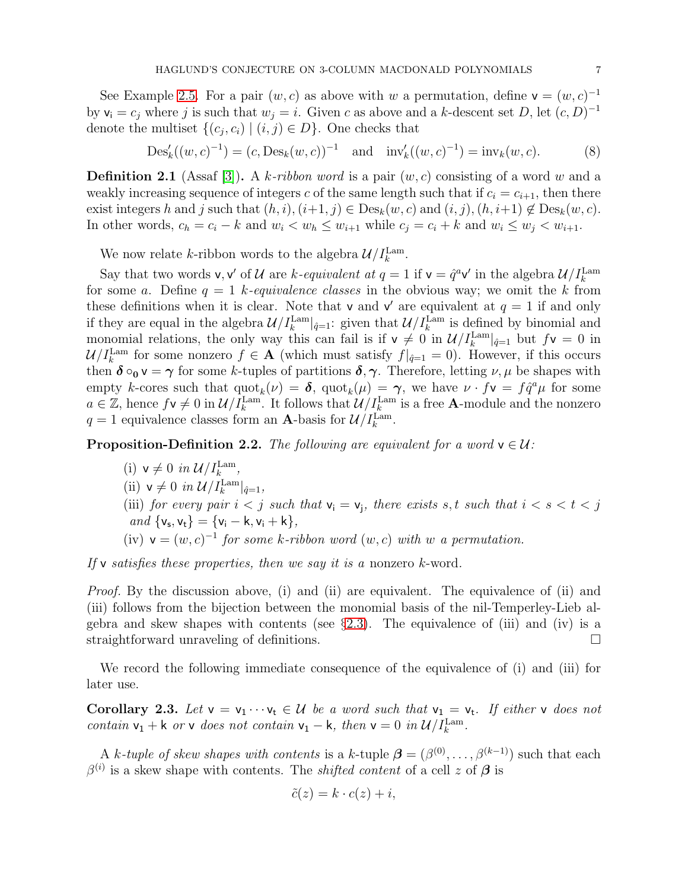See Example 2.5. For a pair $(w, c)$ as above with $w$ a permutation, define $\mathsf{v} = (w, c)^{-1}$ by $\mathsf{v_i} = c_j$ where $j$ is such that $w_j = i$. Given $c$ as above and a $k$-descent set $D$, let $(c, D)^{-1}$ denote the multiset $\{(c_j, c_i) \mid (i, j) \in D\}$. One checks that

$$\operatorname{Des}'_k((w, c)^{-1}) = (c, \operatorname{Des}_k(w, c))^{-1} \quad \text{and} \quad \operatorname{inv}'_k((w, c)^{-1}) = \operatorname{inv}_k(w, c). \tag{8}$$

**Definition 2.1** (Assaf [3])**.** A *$k$-ribbon word* is a pair $(w, c)$ consisting of a word $w$ and a weakly increasing sequence of integers $c$ of the same length such that if $c_i = c_{i+1}$, then there exist integers $h$ and $j$ such that $(h, i), (i+1, j) \in \operatorname{Des}_k(w, c)$ and $(i, j), (h, i+1) \notin \operatorname{Des}_k(w, c)$. In other words, $c_h = c_i - k$ and $w_i < w_h \leq w_{i+1}$ while $c_j = c_i + k$ and $w_i \leq w_j < w_{i+1}$.

We now relate $k$-ribbon words to the algebra $\mathcal{U}/I_k^{\mathrm{Lam}}$.

Say that two words $\mathsf{v}, \mathsf{v}'$ of $\mathcal{U}$ are *$k$-equivalent at $q = 1$* if $\mathsf{v} = \hat{q}^a \mathsf{v}'$ in the algebra $\mathcal{U}/I_k^{\mathrm{Lam}}$ for some $a$. Define $q = 1$ *$k$-equivalence classes* in the obvious way; we omit the $k$ from these definitions when it is clear. Note that $\mathsf{v}$ and $\mathsf{v}'$ are equivalent at $q = 1$ if and only if they are equal in the algebra $\mathcal{U}/I_k^{\mathrm{Lam}}|_{\hat{q}=1}$: given that $\mathcal{U}/I_k^{\mathrm{Lam}}$ is defined by binomial and monomial relations, the only way this can fail is if $\mathsf{v} \neq 0$ in $\mathcal{U}/I_k^{\mathrm{Lam}}|_{\hat{q}=1}$ but $f\mathsf{v} = 0$ in $\mathcal{U}/I_k^{\mathrm{Lam}}$ for some nonzero $f \in \mathbf{A}$ (which must satisfy $f|_{\hat{q}=1} = 0$). However, if this occurs then $\boldsymbol{\delta} \circ_{\mathbf{0}} \mathsf{v} = \boldsymbol{\gamma}$ for some $k$-tuples of partitions $\boldsymbol{\delta}, \boldsymbol{\gamma}$. Therefore, letting $\nu, \mu$ be shapes with empty $k$-cores such that $\operatorname{quot}_k(\nu) = \boldsymbol{\delta}$, $\operatorname{quot}_k(\mu) = \boldsymbol{\gamma}$, we have $\nu \cdot f\mathsf{v} = f\hat{q}^a\mu$ for some $a \in \mathbb{Z}$, hence $f\mathsf{v} \neq 0$ in $\mathcal{U}/I_k^{\mathrm{Lam}}$. It follows that $\mathcal{U}/I_k^{\mathrm{Lam}}$ is a free $\mathbf{A}$-module and the nonzero $q = 1$ equivalence classes form an $\mathbf{A}$-basis for $\mathcal{U}/I_k^{\mathrm{Lam}}$.

**Proposition-Definition 2.2.** *The following are equivalent for a word $\mathsf{v} \in \mathcal{U}$:*

(i) $\mathsf{v} \neq 0$ *in* $\mathcal{U}/I_k^{\mathrm{Lam}}$,
(ii) $\mathsf{v} \neq 0$ *in* $\mathcal{U}/I_k^{\mathrm{Lam}}|_{\hat{q}=1}$,
(iii) *for every pair $i < j$ such that $\mathsf{v_i} = \mathsf{v_j}$, there exists $s, t$ such that $i < s < t < j$ and $\{\mathsf{v_s}, \mathsf{v_t}\} = \{\mathsf{v_i} - \mathsf{k}, \mathsf{v_i} + \mathsf{k}\}$,*
(iv) $\mathsf{v} = (w, c)^{-1}$ *for some $k$-ribbon word $(w, c)$ with $w$ a permutation.*

*If* $\mathsf{v}$ *satisfies these properties, then we say it is a* nonzero $k$-word.

*Proof.* By the discussion above, (i) and (ii) are equivalent. The equivalence of (ii) and (iii) follows from the bijection between the monomial basis of the nil-Temperley-Lieb algebra and skew shapes with contents (see §2.3). The equivalence of (iii) and (iv) is a straightforward unraveling of definitions. □

We record the following immediate consequence of the equivalence of (i) and (iii) for later use.

**Corollary 2.3.** *Let $\mathsf{v} = \mathsf{v_1} \cdots \mathsf{v_t} \in \mathcal{U}$ be a word such that $\mathsf{v_1} = \mathsf{v_t}$. If either $\mathsf{v}$ does not contain $\mathsf{v_1} + \mathsf{k}$ or $\mathsf{v}$ does not contain $\mathsf{v_1} - \mathsf{k}$, then $\mathsf{v} = 0$ in $\mathcal{U}/I_k^{\mathrm{Lam}}$.*

A *$k$-tuple of skew shapes with contents* is a $k$-tuple $\boldsymbol{\beta} = (\beta^{(0)}, \ldots, \beta^{(k-1)})$ such that each $\beta^{(i)}$ is a skew shape with contents. The *shifted content* of a cell $z$ of $\boldsymbol{\beta}$ is

$$\tilde{c}(z) = k \cdot c(z) + i,$$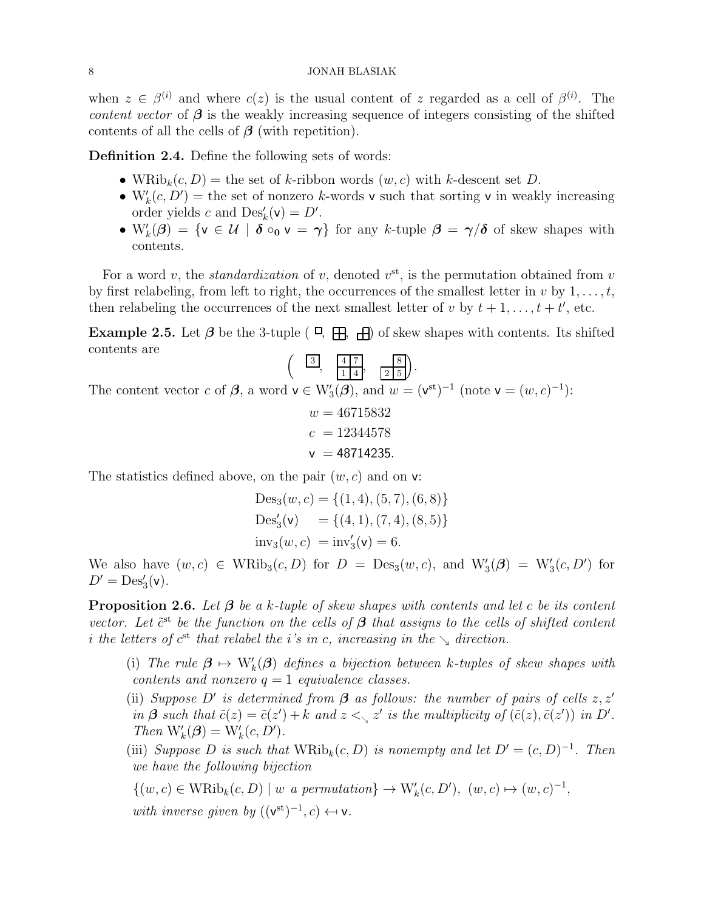when $z \in \beta^{(i)}$ and where $c(z)$ is the usual content of $z$ regarded as a cell of $\beta^{(i)}$. The *content vector* of $\boldsymbol{\beta}$ is the weakly increasing sequence of integers consisting of the shifted contents of all the cells of $\boldsymbol{\beta}$ (with repetition).

**Definition 2.4.** Define the following sets of words:

- $\mathrm{WRib}_k(c, D)$ = the set of $k$-ribbon words $(w, c)$ with $k$-descent set $D$.
- $\mathrm{W}'_k(c, D')$ = the set of nonzero $k$-words $\mathsf{v}$ such that sorting $\mathsf{v}$ in weakly increasing order yields $c$ and $\mathrm{Des}'_k(\mathsf{v}) = D'$.
- $\mathrm{W}'_k(\boldsymbol{\beta}) = \{\mathsf{v} \in \mathcal{U} \mid \boldsymbol{\delta} \circ_{\mathbf{0}} \mathsf{v} = \boldsymbol{\gamma}\}$ for any $k$-tuple $\boldsymbol{\beta} = \boldsymbol{\gamma}/\boldsymbol{\delta}$ of skew shapes with contents.

For a word $v$, the *standardization* of $v$, denoted $v^{\mathrm{st}}$, is the permutation obtained from $v$ by first relabeling, from left to right, the occurrences of the smallest letter in $v$ by $1, \dots, t$, then relabeling the occurrences of the next smallest letter of $v$ by $t+1, \dots, t+t'$, etc.

**Example 2.5.** Let $\boldsymbol{\beta}$ be the 3-tuple ( ◻, ⊞, ⊞ ) of skew shapes with contents. Its shifted contents are

$$\left( \begin{array}{c} \boxed{3} \end{array}, \begin{array}{cc} \boxed{4} & \boxed{7} \\ \boxed{1} & \boxed{4} \end{array}, \begin{array}{cc} & \boxed{8} \\ \boxed{2} & \boxed{5} \end{array} \right).$$

The content vector $c$ of $\boldsymbol{\beta}$, a word $\mathsf{v} \in \mathrm{W}'_3(\boldsymbol{\beta})$, and $w = (\mathsf{v}^{\mathrm{st}})^{-1}$ (note $\mathsf{v} = (w, c)^{-1}$):

$$w = 46715832$$
$$c = 12344578$$
$$\mathsf{v} = 48714235.$$

The statistics defined above, on the pair $(w, c)$ and on $\mathsf{v}$:

$$\mathrm{Des}_3(w, c) = \{(1, 4), (5, 7), (6, 8)\}$$
$$\mathrm{Des}'_3(\mathsf{v}) = \{(4, 1), (7, 4), (8, 5)\}$$
$$\mathrm{inv}_3(w, c) = \mathrm{inv}'_3(\mathsf{v}) = 6.$$

We also have $(w, c) \in \mathrm{WRib}_3(c, D)$ for $D = \mathrm{Des}_3(w, c)$, and $\mathrm{W}'_3(\boldsymbol{\beta}) = \mathrm{W}'_3(c, D')$ for $D' = \mathrm{Des}'_3(\mathsf{v})$.

**Proposition 2.6.** *Let $\boldsymbol{\beta}$ be a $k$-tuple of skew shapes with contents and let $c$ be its content vector. Let $\tilde{c}^{\mathrm{st}}$ be the function on the cells of $\boldsymbol{\beta}$ that assigns to the cells of shifted content $i$ the letters of $c^{\mathrm{st}}$ that relabel the $i$'s in $c$, increasing in the $\searrow$ direction.*

(i) *The rule $\boldsymbol{\beta} \mapsto \mathrm{W}'_k(\boldsymbol{\beta})$ defines a bijection between $k$-tuples of skew shapes with contents and nonzero $q = 1$ equivalence classes.*

(ii) *Suppose $D'$ is determined from $\boldsymbol{\beta}$ as follows: the number of pairs of cells $z, z'$ in $\boldsymbol{\beta}$ such that $\tilde{c}(z) = \tilde{c}(z') + k$ and $z <_{\searrow} z'$ is the multiplicity of $(\tilde{c}(z), \tilde{c}(z'))$ in $D'$. Then $\mathrm{W}'_k(\boldsymbol{\beta}) = \mathrm{W}'_k(c, D')$.*

(iii) *Suppose $D$ is such that $\mathrm{WRib}_k(c, D)$ is nonempty and let $D' = (c, D)^{-1}$. Then we have the following bijection*

$$\{(w, c) \in \mathrm{WRib}_k(c, D) \mid w \text{ a permutation}\} \to \mathrm{W}'_k(c, D'), \ (w, c) \mapsto (w, c)^{-1},$$

*with inverse given by $((\mathsf{v}^{\mathrm{st}})^{-1}, c) \leftarrow\!\shortmid \mathsf{v}$.*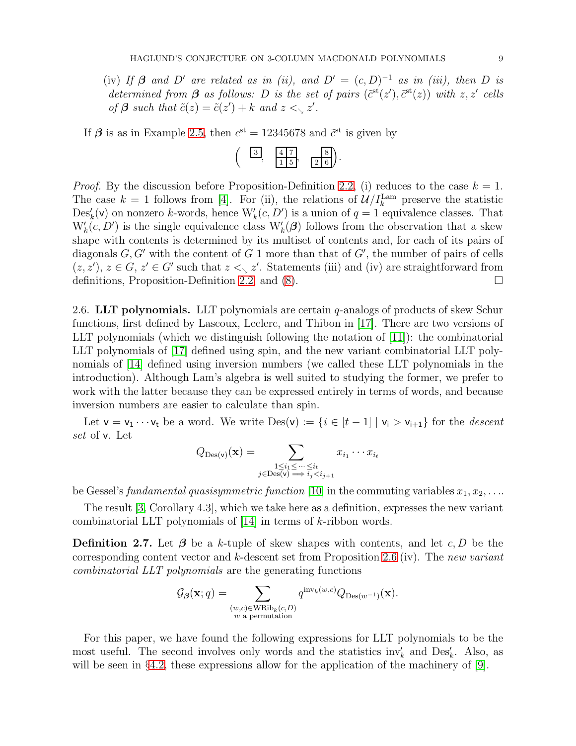(iv) *If $\boldsymbol{\beta}$ and $D'$ are related as in (ii), and $D' = (c, D)^{-1}$ as in (iii), then $D$ is determined from $\boldsymbol{\beta}$ as follows: $D$ is the set of pairs $(\tilde{c}^{\mathrm{st}}(z'), \tilde{c}^{\mathrm{st}}(z))$ with $z, z'$ cells of $\boldsymbol{\beta}$ such that $\tilde{c}(z) = \tilde{c}(z') + k$ and $z <_{\searrow} z'$.*

If $\boldsymbol{\beta}$ is as in Example 2.5, then $c^{\mathrm{st}} = 12345678$ and $\tilde{c}^{\mathrm{st}}$ is given by

$$\left( \begin{array}{|c|}\hline 3 \\ \hline\end{array}\,,\quad \begin{array}{|c|c|}\hline 4 & 7 \\ \hline 1 & 5 \\ \hline\end{array}\,,\quad \begin{array}{cc|c|}\cline{3-3} & & 8 \\ \hline \multicolumn{1}{|c|}{2} & 6 & \\ \hline\end{array} \right).$$

*Proof.* By the discussion before Proposition-Definition 2.2, (i) reduces to the case $k = 1$. The case $k = 1$ follows from [4]. For (ii), the relations of $\mathcal{U}/I_k^{\mathrm{Lam}}$ preserve the statistic $\mathrm{Des}'_k(\mathsf{v})$ on nonzero $k$-words, hence $\mathrm{W}'_k(c, D')$ is a union of $q = 1$ equivalence classes. That $\mathrm{W}'_k(c, D')$ is the single equivalence class $\mathrm{W}'_k(\boldsymbol{\beta})$ follows from the observation that a skew shape with contents is determined by its multiset of contents and, for each of its pairs of diagonals $G, G'$ with the content of $G$ 1 more than that of $G'$, the number of pairs of cells $(z, z')$, $z \in G$, $z' \in G'$ such that $z <_{\searrow} z'$. Statements (iii) and (iv) are straightforward from definitions, Proposition-Definition 2.2, and (8). $\square$

## 2.6. LLT polynomials.

LLT polynomials are certain $q$-analogs of products of skew Schur functions, first defined by Lascoux, Leclerc, and Thibon in [17]. There are two versions of LLT polynomials (which we distinguish following the notation of [11]): the combinatorial LLT polynomials of [17] defined using spin, and the new variant combinatorial LLT polynomials of [14] defined using inversion numbers (we called these LLT polynomials in the introduction). Although Lam's algebra is well suited to studying the former, we prefer to work with the latter because they can be expressed entirely in terms of words, and because inversion numbers are easier to calculate than spin.

Let $\mathsf{v} = \mathsf{v}_1 \cdots \mathsf{v}_t$ be a word. We write $\mathrm{Des}(\mathsf{v}) := \{i \in [t-1] \mid \mathsf{v}_i > \mathsf{v}_{i+1}\}$ for the *descent set* of $\mathsf{v}$. Let

$$Q_{\mathrm{Des}(\mathsf{v})}(\mathbf{x}) = \sum_{\substack{1 \le i_1 \le \cdots \le i_t \\ j \in \mathrm{Des}(\mathsf{v}) \implies i_j < i_{j+1}}} x_{i_1} \cdots x_{i_t}$$

be Gessel's *fundamental quasisymmetric function* [10] in the commuting variables $x_1, x_2, \ldots$.

The result [3, Corollary 4.3], which we take here as a definition, expresses the new variant combinatorial LLT polynomials of [14] in terms of $k$-ribbon words.

**Definition 2.7.** Let $\boldsymbol{\beta}$ be a $k$-tuple of skew shapes with contents, and let $c, D$ be the corresponding content vector and $k$-descent set from Proposition 2.6 (iv). The *new variant combinatorial LLT polynomials* are the generating functions

$$\mathcal{G}_{\boldsymbol{\beta}}(\mathbf{x}; q) = \sum_{\substack{(w,c) \in \mathrm{WRib}_k(c,D) \\ w \text{ a permutation}}} q^{\mathrm{inv}_k(w,c)} Q_{\mathrm{Des}(w^{-1})}(\mathbf{x}).$$

For this paper, we have found the following expressions for LLT polynomials to be the most useful. The second involves only words and the statistics $\mathrm{inv}'_k$ and $\mathrm{Des}'_k$. Also, as will be seen in §4.2, these expressions allow for the application of the machinery of [9].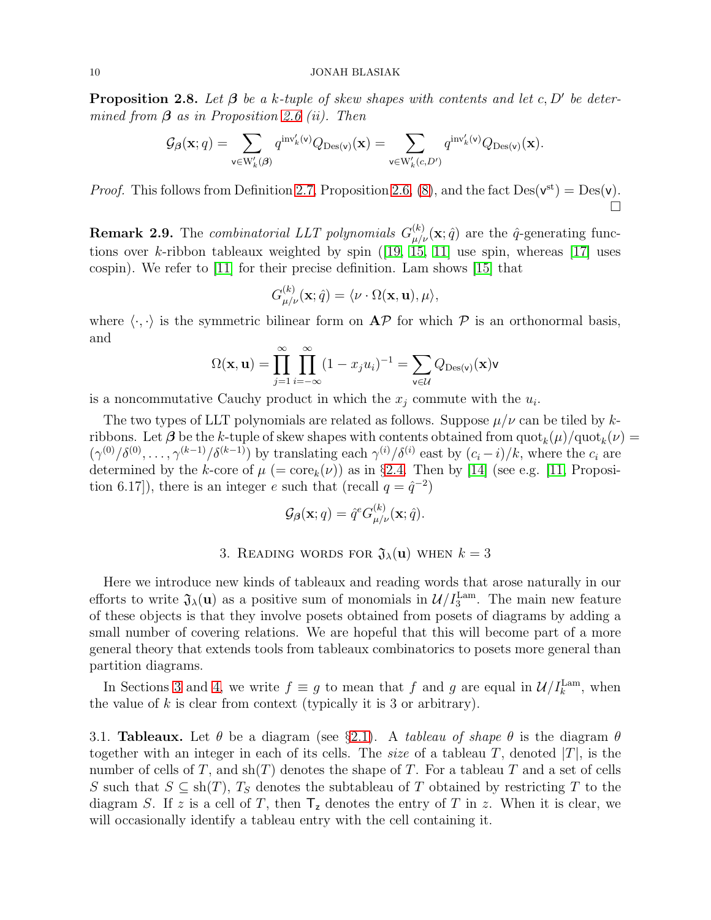**Proposition 2.8.** *Let $\boldsymbol{\beta}$ be a $k$-tuple of skew shapes with contents and let $c, D'$ be determined from $\boldsymbol{\beta}$ as in Proposition 2.6 (ii). Then*

$$\mathcal{G}_{\boldsymbol{\beta}}(\mathbf{x};q) = \sum_{\mathsf{v} \in \mathrm{W}'_k(\boldsymbol{\beta})} q^{\mathrm{inv}'_k(\mathsf{v})} Q_{\mathrm{Des}(\mathsf{v})}(\mathbf{x}) = \sum_{\mathsf{v} \in \mathrm{W}'_k(c,D')} q^{\mathrm{inv}'_k(\mathsf{v})} Q_{\mathrm{Des}(\mathsf{v})}(\mathbf{x}).$$

*Proof.* This follows from Definition 2.7, Proposition 2.6, (8), and the fact $\mathrm{Des}(\mathsf{v}^{\mathrm{st}}) = \mathrm{Des}(\mathsf{v})$. □

**Remark 2.9.** The *combinatorial LLT polynomials* $G^{(k)}_{\mu/\nu}(\mathbf{x};\hat{q})$ are the $\hat{q}$-generating functions over $k$-ribbon tableaux weighted by spin ([19, 15, 11] use spin, whereas [17] uses cospin). We refer to [11] for their precise definition. Lam shows [15] that

$$G^{(k)}_{\mu/\nu}(\mathbf{x};\hat{q}) = \langle \nu \cdot \Omega(\mathbf{x},\mathbf{u}), \mu \rangle,$$

where $\langle \cdot, \cdot \rangle$ is the symmetric bilinear form on $\mathbf{A}\mathcal{P}$ for which $\mathcal{P}$ is an orthonormal basis, and

$$\Omega(\mathbf{x},\mathbf{u}) = \prod_{j=1}^{\infty} \prod_{i=-\infty}^{\infty} (1 - x_j u_i)^{-1} = \sum_{\mathsf{v} \in \mathcal{U}} Q_{\mathrm{Des}(\mathsf{v})}(\mathbf{x}) \mathsf{v}$$

is a noncommutative Cauchy product in which the $x_j$ commute with the $u_i$.

The two types of LLT polynomials are related as follows. Suppose $\mu/\nu$ can be tiled by $k$-ribbons. Let $\boldsymbol{\beta}$ be the $k$-tuple of skew shapes with contents obtained from $\mathrm{quot}_k(\mu)/\mathrm{quot}_k(\nu) = (\gamma^{(0)}/\delta^{(0)}, \dots, \gamma^{(k-1)}/\delta^{(k-1)})$ by translating each $\gamma^{(i)}/\delta^{(i)}$ east by $(c_i - i)/k$, where the $c_i$ are determined by the $k$-core of $\mu$ ($= \mathrm{core}_k(\nu)$) as in §2.4. Then by [14] (see e.g. [11, Proposition 6.17]), there is an integer $e$ such that (recall $q = \hat{q}^{-2}$)

$$\mathcal{G}_{\boldsymbol{\beta}}(\mathbf{x};q) = \hat{q}^e G^{(k)}_{\mu/\nu}(\mathbf{x};\hat{q}).$$

## 3. Reading words for $\mathfrak{J}_\lambda(\mathbf{u})$ when $k = 3$

Here we introduce new kinds of tableaux and reading words that arose naturally in our efforts to write $\mathfrak{J}_\lambda(\mathbf{u})$ as a positive sum of monomials in $\mathcal{U}/I_3^{\mathrm{Lam}}$. The main new feature of these objects is that they involve posets obtained from posets of diagrams by adding a small number of covering relations. We are hopeful that this will become part of a more general theory that extends tools from tableaux combinatorics to posets more general than partition diagrams.

In Sections 3 and 4, we write $f \equiv g$ to mean that $f$ and $g$ are equal in $\mathcal{U}/I_k^{\mathrm{Lam}}$, when the value of $k$ is clear from context (typically it is 3 or arbitrary).

3.1. **Tableaux.** Let $\theta$ be a diagram (see §2.1). A *tableau of shape* $\theta$ is the diagram $\theta$ together with an integer in each of its cells. The *size* of a tableau $T$, denoted $|T|$, is the number of cells of $T$, and $\mathrm{sh}(T)$ denotes the shape of $T$. For a tableau $T$ and a set of cells $S$ such that $S \subseteq \mathrm{sh}(T)$, $T_S$ denotes the subtableau of $T$ obtained by restricting $T$ to the diagram $S$. If $z$ is a cell of $T$, then $\mathsf{T}_{\mathsf{z}}$ denotes the entry of $T$ in $z$. When it is clear, we will occasionally identify a tableau entry with the cell containing it.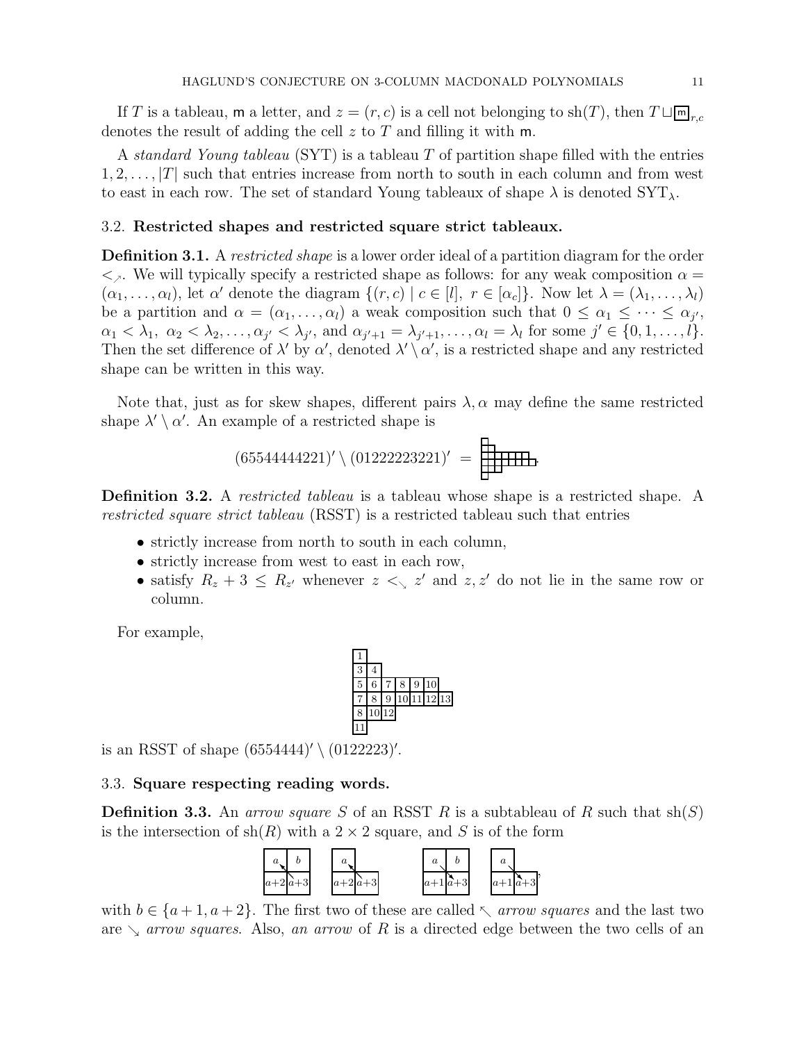If $T$ is a tableau, $\mathsf{m}$ a letter, and $z = (r, c)$ is a cell not belonging to $\mathrm{sh}(T)$, then $T \sqcup \boxed{\mathsf{m}}_{r,c}$ denotes the result of adding the cell $z$ to $T$ and filling it with $\mathsf{m}$.

A *standard Young tableau* (SYT) is a tableau $T$ of partition shape filled with the entries $1, 2, \ldots, |T|$ such that entries increase from north to south in each column and from west to east in each row. The set of standard Young tableaux of shape $\lambda$ is denoted $\mathrm{SYT}_\lambda$.

## 3.2. Restricted shapes and restricted square strict tableaux.

**Definition 3.1.** A *restricted shape* is a lower order ideal of a partition diagram for the order $<_{\nearrow}$. We will typically specify a restricted shape as follows: for any weak composition $\alpha = (\alpha_1, \ldots, \alpha_l)$, let $\alpha'$ denote the diagram $\{(r, c) \mid c \in [l],\ r \in [\alpha_c]\}$. Now let $\lambda = (\lambda_1, \ldots, \lambda_l)$ be a partition and $\alpha = (\alpha_1, \ldots, \alpha_l)$ a weak composition such that $0 \le \alpha_1 \le \cdots \le \alpha_{j'}$, $\alpha_1 < \lambda_1,\ \alpha_2 < \lambda_2, \ldots, \alpha_{j'} < \lambda_{j'}$, and $\alpha_{j'+1} = \lambda_{j'+1}, \ldots, \alpha_l = \lambda_l$ for some $j' \in \{0, 1, \ldots, l\}$. Then the set difference of $\lambda'$ by $\alpha'$, denoted $\lambda' \setminus \alpha'$, is a restricted shape and any restricted shape can be written in this way.

Note that, just as for skew shapes, different pairs $\lambda, \alpha$ may define the same restricted shape $\lambda' \setminus \alpha'$. An example of a restricted shape is

$$(65544444221)' \setminus (01222223221)' = [\text{diagram}].$$

**Definition 3.2.** A *restricted tableau* is a tableau whose shape is a restricted shape. A *restricted square strict tableau* (RSST) is a restricted tableau such that entries

- strictly increase from north to south in each column,
- strictly increase from west to east in each row,
- satisfy $R_z + 3 \le R_{z'}$ whenever $z <_{\searrow} z'$ and $z, z'$ do not lie in the same row or column.

For example,

|  |  |  |  |  |  |
|---|---|---|---|---|---|
| 1 |  |  |  |  |  |
| 3 | 4 |  |  |  |  |
| 5 | 6 | 7 | 8 | 9 | 10 |
| 7 | 8 | 9 | 10 | 11 | 12 | 13 |
| 8 | 10 | 12 |  |  |  |
| 11 |  |  |  |  |  |

is an RSST of shape $(6554444)' \setminus (0122223)'$.

## 3.3. Square respecting reading words.

**Definition 3.3.** An *arrow square* $S$ of an RSST $R$ is a subtableau of $R$ such that $\mathrm{sh}(S)$ is the intersection of $\mathrm{sh}(R)$ with a $2 \times 2$ square, and $S$ is of the form

$$\begin{array}{|c|c|}\hline a & b \\ \hline a{+}2 & a{+}3 \\ \hline\end{array} \quad \begin{array}{|c|c}\hline a & \\ \hline a{+}2 & \multicolumn{1}{c|}{a{+}3} \\ \hline\end{array} \qquad \begin{array}{|c|c|}\hline a & b \\ \hline a{+}1 & a{+}3 \\ \hline\end{array} \quad \begin{array}{|c|c}\hline a & \\ \hline a{+}1 & \multicolumn{1}{c|}{a{+}3} \\ \hline\end{array},$$

with $b \in \{a+1, a+2\}$. The first two of these are called $\nwarrow$ *arrow squares* and the last two are $\searrow$ *arrow squares*. Also, *an arrow* of $R$ is a directed edge between the two cells of an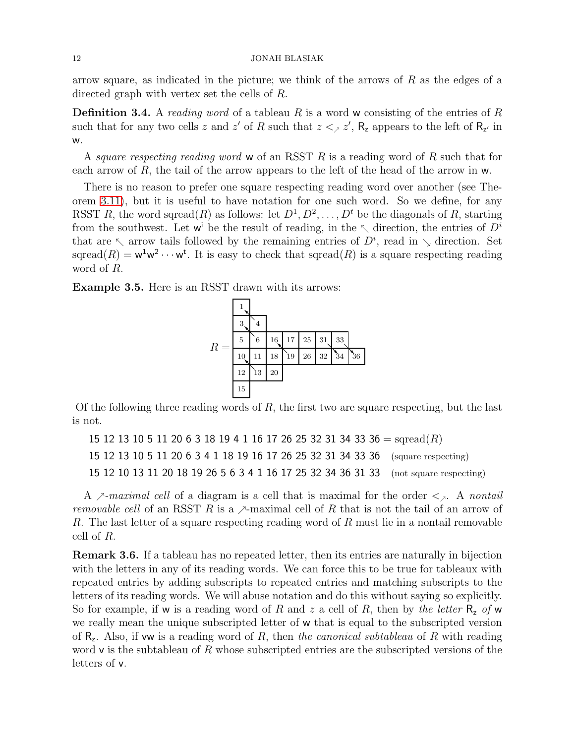arrow square, as indicated in the picture; we think of the arrows of $R$ as the edges of a directed graph with vertex set the cells of $R$.

**Definition 3.4.** A *reading word* of a tableau $R$ is a word $\mathsf{w}$ consisting of the entries of $R$ such that for any two cells $z$ and $z'$ of $R$ such that $z <_{\nearrow} z'$, $\mathsf{R_z}$ appears to the left of $\mathsf{R_{z'}}$ in $\mathsf{w}$.

A *square respecting reading word* $\mathsf{w}$ of an RSST $R$ is a reading word of $R$ such that for each arrow of $R$, the tail of the arrow appears to the left of the head of the arrow in $\mathsf{w}$.

There is no reason to prefer one square respecting reading word over another (see Theorem 3.11), but it is useful to have notation for one such word. So we define, for any RSST $R$, the word $\operatorname{sqread}(R)$ as follows: let $D^1, D^2, \ldots, D^t$ be the diagonals of $R$, starting from the southwest. Let $\mathsf{w^i}$ be the result of reading, in the $\nwarrow$ direction, the entries of $D^i$ that are $\nwarrow$ arrow tails followed by the remaining entries of $D^i$, read in $\searrow$ direction. Set $\operatorname{sqread}(R) = \mathsf{w^1 w^2 \cdots w^t}$. It is easy to check that $\operatorname{sqread}(R)$ is a square respecting reading word of $R$.

**Example 3.5.** Here is an RSST drawn with its arrows:

$R =$

| | | | | | | | |
|---|---|---|---|---|---|---|---|
| 1 | | | | | | | |
| 3 | 4 | | | | | | |
| 5 | 6 | 16 | 17 | 25 | 31 | 33 | |
| 10 | 11 | 18 | 19 | 26 | 32 | 34 | 36 |
| 12 | 13 | 20 | | | | | |
| 15 | | | | | | | |

Of the following three reading words of $R$, the first two are square respecting, but the last is not.

15 12 13 10 5 11 20 6 3 18 19 4 1 16 17 26 25 32 31 34 33 36 = $\operatorname{sqread}(R)$

15 12 13 10 5 11 20 6 3 4 1 18 19 16 17 26 25 32 31 34 33 36 (square respecting)

15 12 10 13 11 20 18 19 26 5 6 3 4 1 16 17 25 32 34 36 31 33 (not square respecting)

A $\nearrow$*-maximal cell* of a diagram is a cell that is maximal for the order $<_{\nearrow}$. A *nontail removable cell* of an RSST $R$ is a $\nearrow$-maximal cell of $R$ that is not the tail of an arrow of $R$. The last letter of a square respecting reading word of $R$ must lie in a nontail removable cell of $R$.

**Remark 3.6.** If a tableau has no repeated letter, then its entries are naturally in bijection with the letters in any of its reading words. We can force this to be true for tableaux with repeated entries by adding subscripts to repeated entries and matching subscripts to the letters of its reading words. We will abuse notation and do this without saying so explicitly. So for example, if $\mathsf{w}$ is a reading word of $R$ and $z$ a cell of $R$, then by *the letter* $\mathsf{R_z}$ *of* $\mathsf{w}$ we really mean the unique subscripted letter of $\mathsf{w}$ that is equal to the subscripted version of $\mathsf{R_z}$. Also, if $\mathsf{vw}$ is a reading word of $R$, then *the canonical subtableau* of $R$ with reading word $\mathsf{v}$ is the subtableau of $R$ whose subscripted entries are the subscripted versions of the letters of $\mathsf{v}$.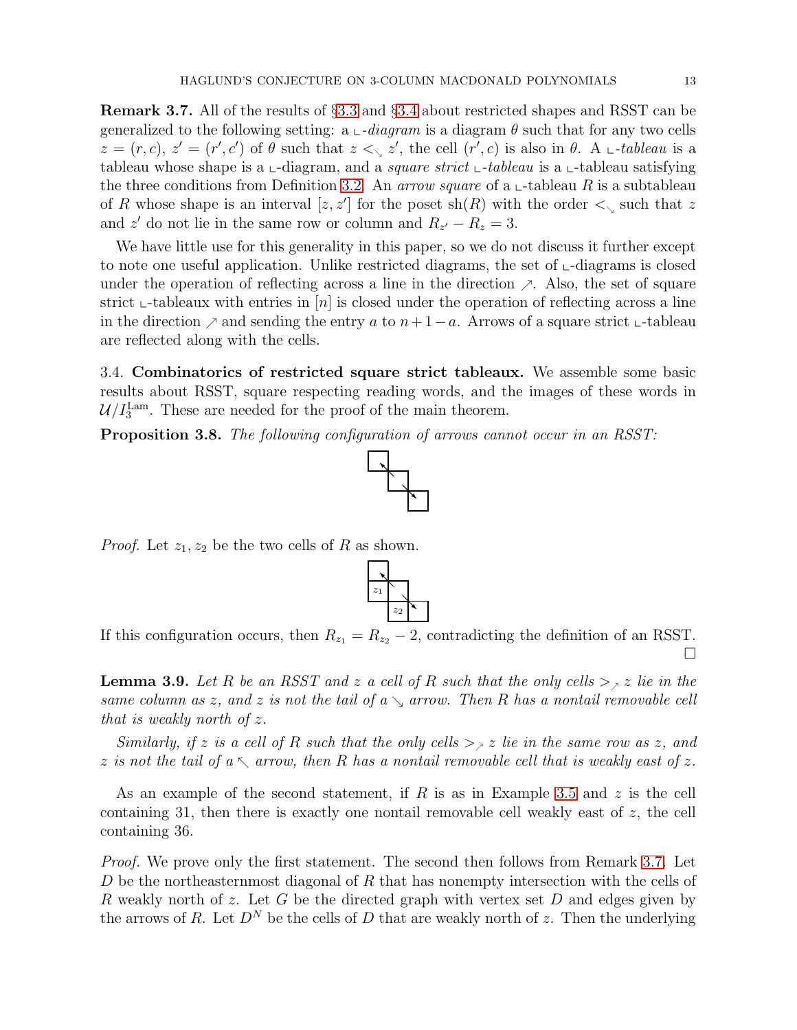**Remark 3.7.** All of the results of §3.3 and §3.4 about restricted shapes and RSST can be generalized to the following setting: a $\llcorner$-*diagram* is a diagram $\theta$ such that for any two cells $z = (r, c)$, $z' = (r', c')$ of $\theta$ such that $z <_{\searrow} z'$, the cell $(r', c)$ is also in $\theta$. A $\llcorner$-*tableau* is a tableau whose shape is a $\llcorner$-diagram, and a *square strict* $\llcorner$-*tableau* is a $\llcorner$-tableau satisfying the three conditions from Definition 3.2. An *arrow square* of a $\llcorner$-tableau $R$ is a subtableau of $R$ whose shape is an interval $[z, z']$ for the poset $\mathrm{sh}(R)$ with the order $<_{\searrow}$ such that $z$ and $z'$ do not lie in the same row or column and $R_{z'} - R_z = 3$.

We have little use for this generality in this paper, so we do not discuss it further except to note one useful application. Unlike restricted diagrams, the set of $\llcorner$-diagrams is closed under the operation of reflecting across a line in the direction $\nearrow$. Also, the set of square strict $\llcorner$-tableaux with entries in $[n]$ is closed under the operation of reflecting across a line in the direction $\nearrow$ and sending the entry $a$ to $n+1-a$. Arrows of a square strict $\llcorner$-tableau are reflected along with the cells.

## 3.4. Combinatorics of restricted square strict tableaux.

We assemble some basic results about RSST, square respecting reading words, and the images of these words in $\mathcal{U}/I_3^{\mathrm{Lam}}$. These are needed for the proof of the main theorem.

**Proposition 3.8.** *The following configuration of arrows cannot occur in an RSST:*

*Proof.* Let $z_1, z_2$ be the two cells of $R$ as shown.

If this configuration occurs, then $R_{z_1} = R_{z_2} - 2$, contradicting the definition of an RSST. $\square$

**Lemma 3.9.** *Let $R$ be an RSST and $z$ a cell of $R$ such that the only cells $>_{\nearrow} z$ lie in the same column as $z$, and $z$ is not the tail of a $\searrow$ arrow. Then $R$ has a nontail removable cell that is weakly north of $z$.*

*Similarly, if $z$ is a cell of $R$ such that the only cells $>_{\nearrow} z$ lie in the same row as $z$, and $z$ is not the tail of a $\nwarrow$ arrow, then $R$ has a nontail removable cell that is weakly east of $z$.*

As an example of the second statement, if $R$ is as in Example 3.5 and $z$ is the cell containing 31, then there is exactly one nontail removable cell weakly east of $z$, the cell containing 36.

*Proof.* We prove only the first statement. The second then follows from Remark 3.7. Let $D$ be the northeasternmost diagonal of $R$ that has nonempty intersection with the cells of $R$ weakly north of $z$. Let $G$ be the directed graph with vertex set $D$ and edges given by the arrows of $R$. Let $D^N$ be the cells of $D$ that are weakly north of $z$. Then the underlying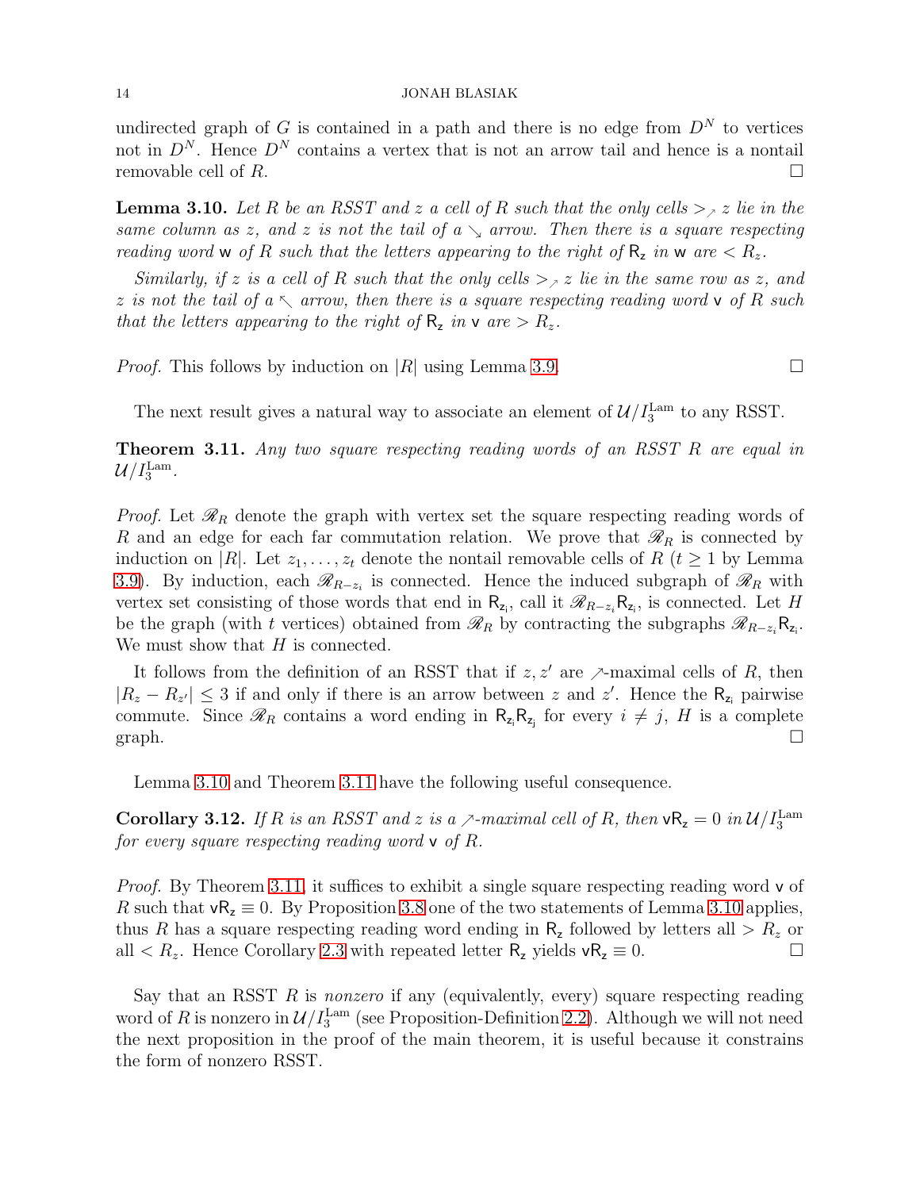undirected graph of $G$ is contained in a path and there is no edge from $D^N$ to vertices not in $D^N$. Hence $D^N$ contains a vertex that is not an arrow tail and hence is a nontail removable cell of $R$. $\square$

**Lemma 3.10.** *Let $R$ be an RSST and $z$ a cell of $R$ such that the only cells $>_{\nearrow} z$ lie in the same column as $z$, and $z$ is not the tail of a $\searrow$ arrow. Then there is a square respecting reading word $\mathsf{w}$ of $R$ such that the letters appearing to the right of $\mathsf{R_z}$ in $\mathsf{w}$ are $< R_z$.*

*Similarly, if $z$ is a cell of $R$ such that the only cells $>_{\nearrow} z$ lie in the same row as $z$, and $z$ is not the tail of a $\nwarrow$ arrow, then there is a square respecting reading word $\mathsf{v}$ of $R$ such that the letters appearing to the right of $\mathsf{R_z}$ in $\mathsf{v}$ are $> R_z$.*

*Proof.* This follows by induction on $|R|$ using Lemma 3.9. $\square$

The next result gives a natural way to associate an element of $\mathcal{U}/I_3^{\text{Lam}}$ to any RSST.

**Theorem 3.11.** *Any two square respecting reading words of an RSST $R$ are equal in $\mathcal{U}/I_3^{\text{Lam}}$.*

*Proof.* Let $\mathscr{R}_R$ denote the graph with vertex set the square respecting reading words of $R$ and an edge for each far commutation relation. We prove that $\mathscr{R}_R$ is connected by induction on $|R|$. Let $z_1, \dots, z_t$ denote the nontail removable cells of $R$ ($t \geq 1$ by Lemma 3.9). By induction, each $\mathscr{R}_{R-z_i}$ is connected. Hence the induced subgraph of $\mathscr{R}_R$ with vertex set consisting of those words that end in $\mathsf{R_{z_i}}$, call it $\mathscr{R}_{R-z_i}\mathsf{R_{z_i}}$, is connected. Let $H$ be the graph (with $t$ vertices) obtained from $\mathscr{R}_R$ by contracting the subgraphs $\mathscr{R}_{R-z_i}\mathsf{R_{z_i}}$. We must show that $H$ is connected.

It follows from the definition of an RSST that if $z, z'$ are $\nearrow$-maximal cells of $R$, then $|R_z - R_{z'}| \leq 3$ if and only if there is an arrow between $z$ and $z'$. Hence the $\mathsf{R_{z_i}}$ pairwise commute. Since $\mathscr{R}_R$ contains a word ending in $\mathsf{R_{z_i}}\mathsf{R_{z_j}}$ for every $i \neq j$, $H$ is a complete graph. $\square$

Lemma 3.10 and Theorem 3.11 have the following useful consequence.

**Corollary 3.12.** *If $R$ is an RSST and $z$ is a $\nearrow$-maximal cell of $R$, then $\mathsf{v}\mathsf{R_z} = 0$ in $\mathcal{U}/I_3^{\text{Lam}}$ for every square respecting reading word $\mathsf{v}$ of $R$.*

*Proof.* By Theorem 3.11, it suffices to exhibit a single square respecting reading word $\mathsf{v}$ of $R$ such that $\mathsf{v}\mathsf{R_z} \equiv 0$. By Proposition 3.8 one of the two statements of Lemma 3.10 applies, thus $R$ has a square respecting reading word ending in $\mathsf{R_z}$ followed by letters all $> R_z$ or all $< R_z$. Hence Corollary 2.3 with repeated letter $\mathsf{R_z}$ yields $\mathsf{v}\mathsf{R_z} \equiv 0$. $\square$

Say that an RSST $R$ is *nonzero* if any (equivalently, every) square respecting reading word of $R$ is nonzero in $\mathcal{U}/I_3^{\text{Lam}}$ (see Proposition-Definition 2.2). Although we will not need the next proposition in the proof of the main theorem, it is useful because it constrains the form of nonzero RSST.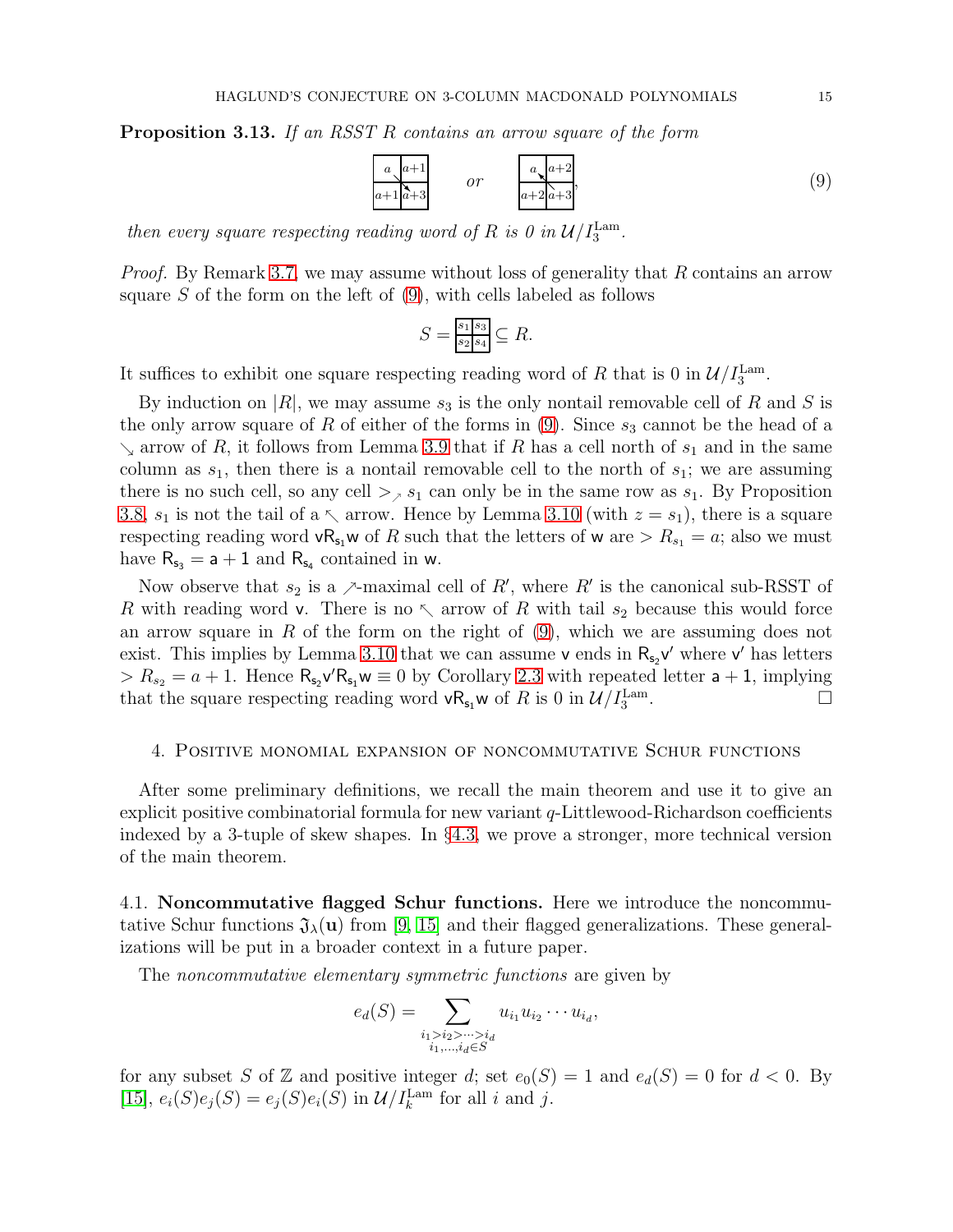**Proposition 3.13.** *If an RSST $R$ contains an arrow square of the form*

$$\begin{array}{|c|c|}\hline a & a{+}1 \\ \hline a{+}1 & a{+}3 \\ \hline\end{array} \qquad or \qquad \begin{array}{|c|c|}\hline a & a{+}2 \\ \hline a{+}2 & a{+}3 \\ \hline\end{array}, \tag{9}$$

*then every square respecting reading word of $R$ is 0 in $\mathcal{U}/I_3^{\mathrm{Lam}}$.*

*Proof.* By Remark 3.7, we may assume without loss of generality that $R$ contains an arrow square $S$ of the form on the left of (9), with cells labeled as follows

$$S = \begin{array}{|c|c|}\hline s_1 & s_3 \\ \hline s_2 & s_4 \\ \hline\end{array} \subseteq R.$$

It suffices to exhibit one square respecting reading word of $R$ that is 0 in $\mathcal{U}/I_3^{\mathrm{Lam}}$.

By induction on $|R|$, we may assume $s_3$ is the only nontail removable cell of $R$ and $S$ is the only arrow square of $R$ of either of the forms in (9). Since $s_3$ cannot be the head of a $\searrow$ arrow of $R$, it follows from Lemma 3.9 that if $R$ has a cell north of $s_1$ and in the same column as $s_1$, then there is a nontail removable cell to the north of $s_1$; we are assuming there is no such cell, so any cell $>_{\nearrow} s_1$ can only be in the same row as $s_1$. By Proposition 3.8, $s_1$ is not the tail of a $\nwarrow$ arrow. Hence by Lemma 3.10 (with $z = s_1$), there is a square respecting reading word $\mathsf{v}\mathsf{R}_{\mathsf{s}_1}\mathsf{w}$ of $R$ such that the letters of $\mathsf{w}$ are $> R_{s_1} = a$; also we must have $\mathsf{R}_{\mathsf{s}_3} = \mathsf{a}+1$ and $\mathsf{R}_{\mathsf{s}_4}$ contained in $\mathsf{w}$.

Now observe that $s_2$ is a $\nearrow$-maximal cell of $R'$, where $R'$ is the canonical sub-RSST of $R$ with reading word $\mathsf{v}$. There is no $\nwarrow$ arrow of $R$ with tail $s_2$ because this would force an arrow square in $R$ of the form on the right of (9), which we are assuming does not exist. This implies by Lemma 3.10 that we can assume $\mathsf{v}$ ends in $\mathsf{R}_{\mathsf{s}_2}\mathsf{v}'$ where $\mathsf{v}'$ has letters $> R_{s_2} = a+1$. Hence $\mathsf{R}_{\mathsf{s}_2}\mathsf{v}'\mathsf{R}_{\mathsf{s}_1}\mathsf{w} \equiv 0$ by Corollary 2.3 with repeated letter $\mathsf{a}+1$, implying that the square respecting reading word $\mathsf{v}\mathsf{R}_{\mathsf{s}_1}\mathsf{w}$ of $R$ is 0 in $\mathcal{U}/I_3^{\mathrm{Lam}}$. $\square$

## 4. Positive monomial expansion of noncommutative Schur functions

After some preliminary definitions, we recall the main theorem and use it to give an explicit positive combinatorial formula for new variant $q$-Littlewood-Richardson coefficients indexed by a 3-tuple of skew shapes. In §4.3, we prove a stronger, more technical version of the main theorem.

### 4.1. Noncommutative flagged Schur functions.

Here we introduce the noncommutative Schur functions $\mathfrak{J}_\lambda(\mathbf{u})$ from [9, 15] and their flagged generalizations. These generalizations will be put in a broader context in a future paper.

The *noncommutative elementary symmetric functions* are given by

$$e_d(S) = \sum_{\substack{i_1 > i_2 > \cdots > i_d \\ i_1,\ldots,i_d \in S}} u_{i_1} u_{i_2} \cdots u_{i_d},$$

for any subset $S$ of $\mathbb{Z}$ and positive integer $d$; set $e_0(S) = 1$ and $e_d(S) = 0$ for $d < 0$. By [15], $e_i(S)e_j(S) = e_j(S)e_i(S)$ in $\mathcal{U}/I_k^{\mathrm{Lam}}$ for all $i$ and $j$.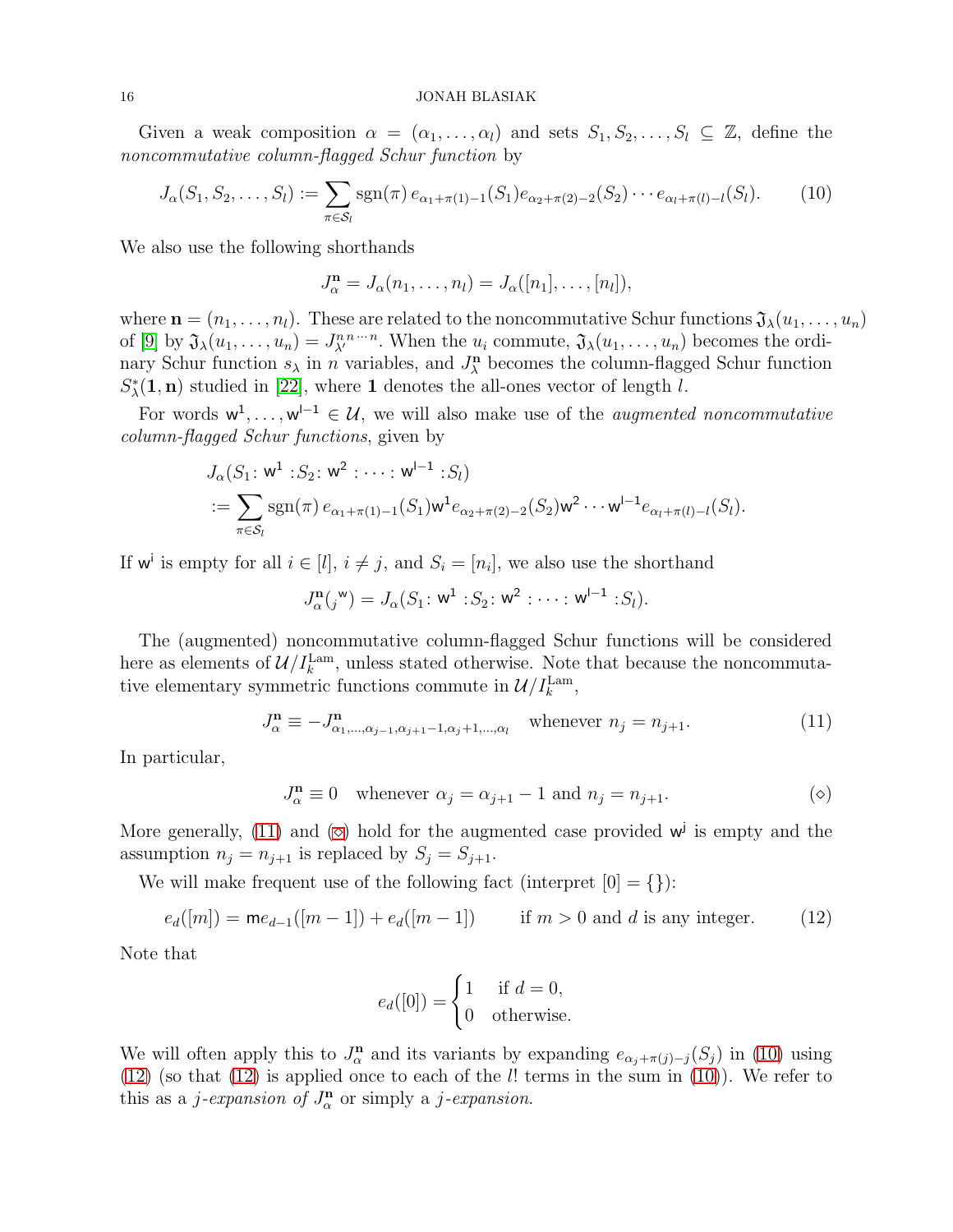Given a weak composition $\alpha = (\alpha_1, \ldots, \alpha_l)$ and sets $S_1, S_2, \ldots, S_l \subseteq \mathbb{Z}$, define the *noncommutative column-flagged Schur function* by

$$J_\alpha(S_1, S_2, \ldots, S_l) := \sum_{\pi \in \mathcal{S}_l} \operatorname{sgn}(\pi)\, e_{\alpha_1+\pi(1)-1}(S_1) e_{\alpha_2+\pi(2)-2}(S_2) \cdots e_{\alpha_l+\pi(l)-l}(S_l). \tag{10}$$

We also use the following shorthands

$$J^{\mathbf{n}}_\alpha = J_\alpha(n_1, \ldots, n_l) = J_\alpha([n_1], \ldots, [n_l]),$$

where $\mathbf{n} = (n_1, \ldots, n_l)$. These are related to the noncommutative Schur functions $\mathfrak{J}_\lambda(u_1, \ldots, u_n)$ of [9] by $\mathfrak{J}_\lambda(u_1, \ldots, u_n) = J^{n\, n \cdots n}_{\lambda'}$. When the $u_i$ commute, $\mathfrak{J}_\lambda(u_1, \ldots, u_n)$ becomes the ordinary Schur function $s_\lambda$ in $n$ variables, and $J^{\mathbf{n}}_\lambda$ becomes the column-flagged Schur function $S^*_\lambda(\mathbf{1}, \mathbf{n})$ studied in [22], where $\mathbf{1}$ denotes the all-ones vector of length $l$.

For words $\mathsf{w}^1, \ldots, \mathsf{w}^{l-1} \in \mathcal{U}$, we will also make use of the *augmented noncommutative column-flagged Schur functions*, given by

$$\begin{aligned} &J_\alpha(S_1 \colon \mathsf{w}^1 \colon S_2 \colon \mathsf{w}^2 \colon \cdots \colon \mathsf{w}^{l-1} \colon S_l) \\ &:= \sum_{\pi \in \mathcal{S}_l} \operatorname{sgn}(\pi)\, e_{\alpha_1+\pi(1)-1}(S_1) \mathsf{w}^1 e_{\alpha_2+\pi(2)-2}(S_2) \mathsf{w}^2 \cdots \mathsf{w}^{l-1} e_{\alpha_l+\pi(l)-l}(S_l). \end{aligned}$$

If $\mathsf{w}^i$ is empty for all $i \in [l]$, $i \neq j$, and $S_i = [n_i]$, we also use the shorthand

$$J^{\mathbf{n}}_\alpha({}_j{}^{\mathsf{w}}) = J_\alpha(S_1 \colon \mathsf{w}^1 \colon S_2 \colon \mathsf{w}^2 \colon \cdots \colon \mathsf{w}^{l-1} \colon S_l).$$

The (augmented) noncommutative column-flagged Schur functions will be considered here as elements of $\mathcal{U}/I^{\mathrm{Lam}}_k$, unless stated otherwise. Note that because the noncommutative elementary symmetric functions commute in $\mathcal{U}/I^{\mathrm{Lam}}_k$,

$$J^{\mathbf{n}}_\alpha \equiv -J^{\mathbf{n}}_{\alpha_1, \ldots, \alpha_{j-1}, \alpha_{j+1}-1, \alpha_j+1, \ldots, \alpha_l} \quad \text{whenever } n_j = n_{j+1}. \tag{11}$$

In particular,

$$J^{\mathbf{n}}_\alpha \equiv 0 \quad \text{whenever } \alpha_j = \alpha_{j+1} - 1 \text{ and } n_j = n_{j+1}. \tag{$\diamond$}$$

More generally, (11) and ($\diamond$) hold for the augmented case provided $\mathsf{w}^j$ is empty and the assumption $n_j = n_{j+1}$ is replaced by $S_j = S_{j+1}$.

We will make frequent use of the following fact (interpret $[0] = \{\}$):

$$e_d([m]) = \mathsf{m} e_{d-1}([m-1]) + e_d([m-1]) \qquad \text{if } m > 0 \text{ and } d \text{ is any integer.} \tag{12}$$

Note that

$$e_d([0]) = \begin{cases} 1 & \text{if } d = 0, \\ 0 & \text{otherwise.} \end{cases}$$

We will often apply this to $J^{\mathbf{n}}_\alpha$ and its variants by expanding $e_{\alpha_j+\pi(j)-j}(S_j)$ in (10) using (12) (so that (12) is applied once to each of the $l!$ terms in the sum in (10)). We refer to this as a *$j$-expansion of $J^{\mathbf{n}}_\alpha$* or simply a *$j$-expansion*.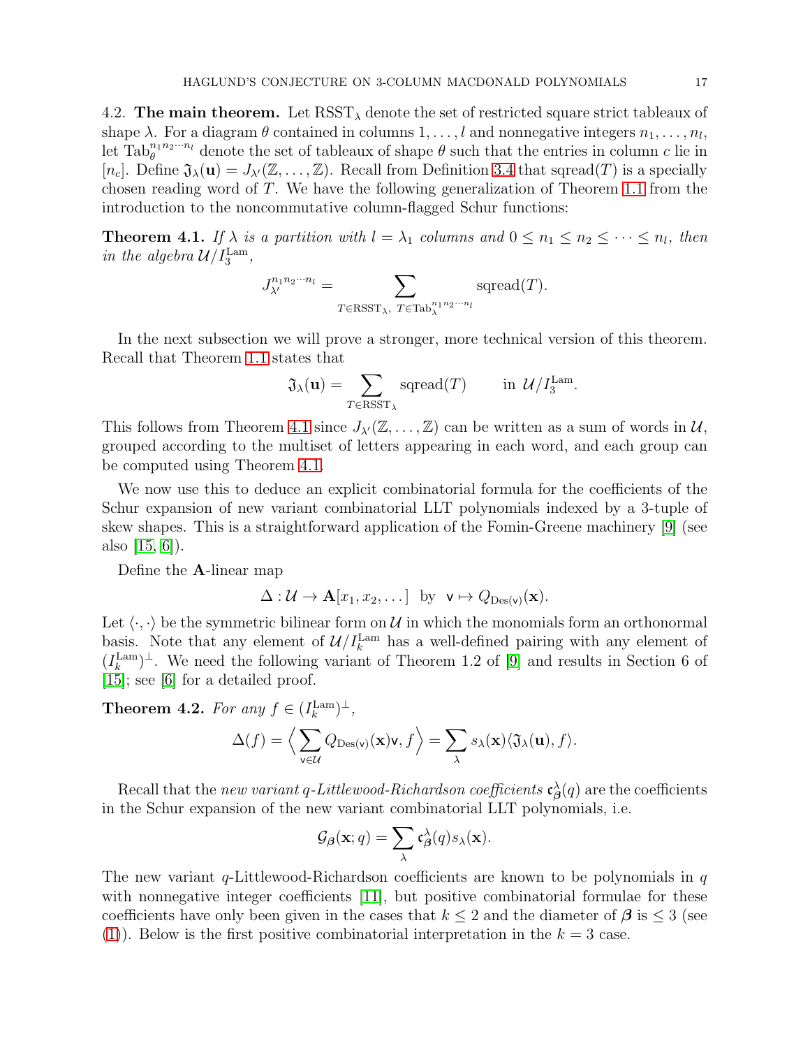4.2. **The main theorem.** Let $\mathrm{RSST}_\lambda$ denote the set of restricted square strict tableaux of shape $\lambda$. For a diagram $\theta$ contained in columns $1, \dots, l$ and nonnegative integers $n_1, \dots, n_l$, let $\mathrm{Tab}_\theta^{n_1 n_2 \cdots n_l}$ denote the set of tableaux of shape $\theta$ such that the entries in column $c$ lie in $[n_c]$. Define $\mathfrak{J}_\lambda(\mathbf{u}) = J_{\lambda'}(\mathbb{Z}, \dots, \mathbb{Z})$. Recall from Definition 3.4 that $\mathrm{sqread}(T)$ is a specially chosen reading word of $T$. We have the following generalization of Theorem 1.1 from the introduction to the noncommutative column-flagged Schur functions:

**Theorem 4.1.** *If $\lambda$ is a partition with $l = \lambda_1$ columns and $0 \le n_1 \le n_2 \le \cdots \le n_l$, then in the algebra $\mathcal{U}/I_3^{\mathrm{Lam}}$,*

$$J_{\lambda'}^{n_1 n_2 \cdots n_l} = \sum_{T \in \mathrm{RSST}_\lambda,\ T \in \mathrm{Tab}_\lambda^{n_1 n_2 \cdots n_l}} \mathrm{sqread}(T).$$

In the next subsection we will prove a stronger, more technical version of this theorem. Recall that Theorem 1.1 states that

$$\mathfrak{J}_\lambda(\mathbf{u}) = \sum_{T \in \mathrm{RSST}_\lambda} \mathrm{sqread}(T) \qquad \text{in } \mathcal{U}/I_3^{\mathrm{Lam}}.$$

This follows from Theorem 4.1 since $J_{\lambda'}(\mathbb{Z}, \dots, \mathbb{Z})$ can be written as a sum of words in $\mathcal{U}$, grouped according to the multiset of letters appearing in each word, and each group can be computed using Theorem 4.1.

We now use this to deduce an explicit combinatorial formula for the coefficients of the Schur expansion of new variant combinatorial LLT polynomials indexed by a 3-tuple of skew shapes. This is a straightforward application of the Fomin-Greene machinery [9] (see also [15, 6]).

Define the $\mathbf{A}$-linear map

$$\Delta : \mathcal{U} \to \mathbf{A}[x_1, x_2, \dots] \ \text{ by } \ \mathsf{v} \mapsto Q_{\mathrm{Des}(\mathsf{v})}(\mathbf{x}).$$

Let $\langle \cdot, \cdot \rangle$ be the symmetric bilinear form on $\mathcal{U}$ in which the monomials form an orthonormal basis. Note that any element of $\mathcal{U}/I_k^{\mathrm{Lam}}$ has a well-defined pairing with any element of $(I_k^{\mathrm{Lam}})^\perp$. We need the following variant of Theorem 1.2 of [9] and results in Section 6 of [15]; see [6] for a detailed proof.

**Theorem 4.2.** *For any $f \in (I_k^{\mathrm{Lam}})^\perp$,*

$$\Delta(f) = \Big\langle \sum_{\mathsf{v} \in \mathcal{U}} Q_{\mathrm{Des}(\mathsf{v})}(\mathbf{x}) \mathsf{v}, f \Big\rangle = \sum_\lambda s_\lambda(\mathbf{x}) \langle \mathfrak{J}_\lambda(\mathbf{u}), f \rangle.$$

Recall that the *new variant $q$-Littlewood-Richardson coefficients* $\mathfrak{c}_{\boldsymbol{\beta}}^\lambda(q)$ are the coefficients in the Schur expansion of the new variant combinatorial LLT polynomials, i.e.

$$\mathcal{G}_{\boldsymbol{\beta}}(\mathbf{x}; q) = \sum_\lambda \mathfrak{c}_{\boldsymbol{\beta}}^\lambda(q) s_\lambda(\mathbf{x}).$$

The new variant $q$-Littlewood-Richardson coefficients are known to be polynomials in $q$ with nonnegative integer coefficients [11], but positive combinatorial formulae for these coefficients have only been given in the cases that $k \le 2$ and the diameter of $\boldsymbol{\beta}$ is $\le 3$ (see (1)). Below is the first positive combinatorial interpretation in the $k = 3$ case.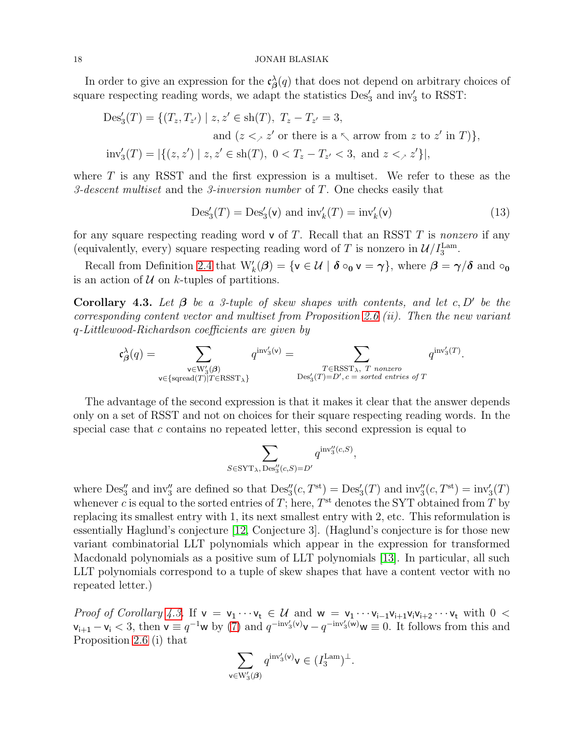In order to give an expression for the $\mathfrak{c}^{\lambda}_{\boldsymbol{\beta}}(q)$ that does not depend on arbitrary choices of square respecting reading words, we adapt the statistics $\mathrm{Des}'_3$ and $\mathrm{inv}'_3$ to RSST:

$$\begin{aligned}
\mathrm{Des}'_3(T) = \{(T_z, T_{z'}) \mid z, z' \in \mathrm{sh}(T),\ T_z - T_{z'} = 3,\\
\text{and } (z <_{\nearrow} z' \text{ or there is a } \nwarrow \text{ arrow from } z \text{ to } z' \text{ in } T)\},\\
\mathrm{inv}'_3(T) = |\{(z, z') \mid z, z' \in \mathrm{sh}(T),\ 0 < T_z - T_{z'} < 3, \text{ and } z <_{\nearrow} z'\}|,
\end{aligned}$$

where $T$ is any RSST and the first expression is a multiset. We refer to these as the *3-descent multiset* and the *3-inversion number* of $T$. One checks easily that

$$\mathrm{Des}'_3(T) = \mathrm{Des}'_3(\mathsf{v}) \text{ and } \mathrm{inv}'_k(T) = \mathrm{inv}'_k(\mathsf{v}) \tag{13}$$

for any square respecting reading word $\mathsf{v}$ of $T$. Recall that an RSST $T$ is *nonzero* if any (equivalently, every) square respecting reading word of $T$ is nonzero in $\mathcal{U}/I^{\mathrm{Lam}}_3$.

Recall from Definition 2.4 that $\mathrm{W}'_k(\boldsymbol{\beta}) = \{\mathsf{v} \in \mathcal{U} \mid \boldsymbol{\delta} \circ_{\mathbf{0}} \mathsf{v} = \boldsymbol{\gamma}\}$, where $\boldsymbol{\beta} = \boldsymbol{\gamma}/\boldsymbol{\delta}$ and $\circ_{\mathbf{0}}$ is an action of $\mathcal{U}$ on $k$-tuples of partitions.

**Corollary 4.3.** *Let $\boldsymbol{\beta}$ be a 3-tuple of skew shapes with contents, and let $c, D'$ be the corresponding content vector and multiset from Proposition 2.6 (ii). Then the new variant q-Littlewood-Richardson coefficients are given by*

$$\mathfrak{c}^{\lambda}_{\boldsymbol{\beta}}(q) = \sum_{\substack{\mathsf{v} \in \mathrm{W}'_3(\boldsymbol{\beta}) \\ \mathsf{v} \in \{\mathrm{sqread}(T) \mid T \in \mathrm{RSST}_\lambda\}}} q^{\mathrm{inv}'_3(\mathsf{v})} = \sum_{\substack{T \in \mathrm{RSST}_\lambda,\ T \text{ nonzero} \\ \mathrm{Des}'_3(T) = D',\, c = \text{ sorted entries of } T}} q^{\mathrm{inv}'_3(T)}.$$

The advantage of the second expression is that it makes it clear that the answer depends only on a set of RSST and not on choices for their square respecting reading words. In the special case that $c$ contains no repeated letter, this second expression is equal to

$$\sum_{S \in \mathrm{SYT}_\lambda,\ \mathrm{Des}''_3(c,S) = D'} q^{\mathrm{inv}''_3(c,S)},$$

where $\mathrm{Des}''_3$ and $\mathrm{inv}''_3$ are defined so that $\mathrm{Des}''_3(c, T^{\mathrm{st}}) = \mathrm{Des}'_3(T)$ and $\mathrm{inv}''_3(c, T^{\mathrm{st}}) = \mathrm{inv}'_3(T)$ whenever $c$ is equal to the sorted entries of $T$; here, $T^{\mathrm{st}}$ denotes the SYT obtained from $T$ by replacing its smallest entry with 1, its next smallest entry with 2, etc. This reformulation is essentially Haglund's conjecture [12, Conjecture 3]. (Haglund's conjecture is for those new variant combinatorial LLT polynomials which appear in the expression for transformed Macdonald polynomials as a positive sum of LLT polynomials [13]. In particular, all such LLT polynomials correspond to a tuple of skew shapes that have a content vector with no repeated letter.)

*Proof of Corollary 4.3.* If $\mathsf{v} = \mathsf{v}_1 \cdots \mathsf{v}_t \in \mathcal{U}$ and $\mathsf{w} = \mathsf{v}_1 \cdots \mathsf{v}_{i-1}\mathsf{v}_{i+1}\mathsf{v}_i\mathsf{v}_{i+2} \cdots \mathsf{v}_t$ with $0 < \mathsf{v}_{i+1} - \mathsf{v}_i < 3$, then $\mathsf{v} \equiv q^{-1}\mathsf{w}$ by (7) and $q^{-\mathrm{inv}'_3(\mathsf{v})}\mathsf{v} - q^{-\mathrm{inv}'_3(\mathsf{w})}\mathsf{w} \equiv 0$. It follows from this and Proposition 2.6 (i) that

$$\sum_{\mathsf{v} \in \mathrm{W}'_3(\boldsymbol{\beta})} q^{\mathrm{inv}'_3(\mathsf{v})}\mathsf{v} \in (I^{\mathrm{Lam}}_3)^{\perp}.$$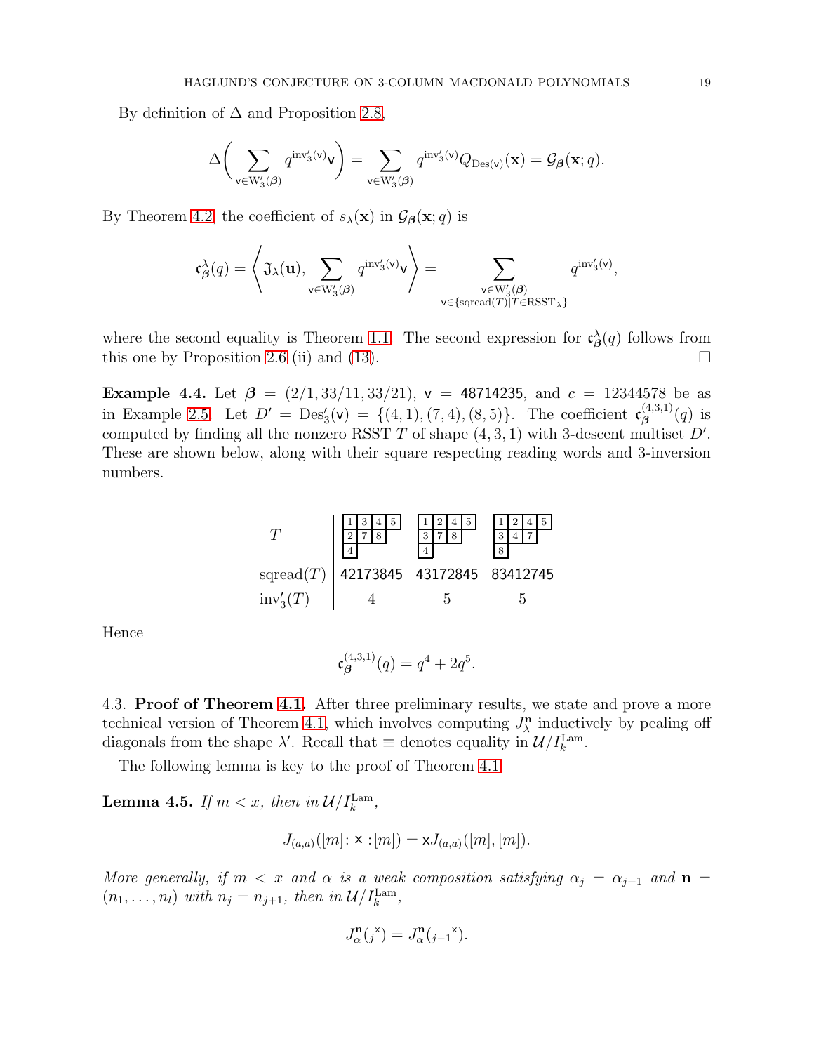By definition of $\Delta$ and Proposition 2.8,

$$\Delta\Bigg(\sum_{\mathsf{v}\in \mathrm{W}'_3(\boldsymbol{\beta})} q^{\mathrm{inv}'_3(\mathsf{v})}\mathsf{v}\Bigg) = \sum_{\mathsf{v}\in \mathrm{W}'_3(\boldsymbol{\beta})} q^{\mathrm{inv}'_3(\mathsf{v})} Q_{\mathrm{Des}(\mathsf{v})}(\mathbf{x}) = \mathcal{G}_{\boldsymbol{\beta}}(\mathbf{x};q).$$

By Theorem 4.2, the coefficient of $s_\lambda(\mathbf{x})$ in $\mathcal{G}_{\boldsymbol{\beta}}(\mathbf{x};q)$ is

$$\mathfrak{c}^\lambda_{\boldsymbol{\beta}}(q) = \Bigg\langle \mathfrak{J}_\lambda(\mathbf{u}), \sum_{\mathsf{v}\in \mathrm{W}'_3(\boldsymbol{\beta})} q^{\mathrm{inv}'_3(\mathsf{v})}\mathsf{v}\Bigg\rangle = \sum_{\substack{\mathsf{v}\in \mathrm{W}'_3(\boldsymbol{\beta})\\ \mathsf{v}\in\{\mathrm{sqread}(T)\mid T\in \mathrm{RSST}_\lambda\}}} q^{\mathrm{inv}'_3(\mathsf{v})},$$

where the second equality is Theorem 1.1. The second expression for $\mathfrak{c}^\lambda_{\boldsymbol{\beta}}(q)$ follows from this one by Proposition 2.6 (ii) and (13). $\square$

**Example 4.4.** Let $\boldsymbol{\beta} = (2/1, 33/11, 33/21)$, $\mathsf{v} = 48714235$, and $c = 12344578$ be as in Example 2.5. Let $D' = \mathrm{Des}'_3(\mathsf{v}) = \{(4,1),(7,4),(8,5)\}$. The coefficient $\mathfrak{c}^{(4,3,1)}_{\boldsymbol{\beta}}(q)$ is computed by finding all the nonzero RSST $T$ of shape $(4,3,1)$ with 3-descent multiset $D'$. These are shown below, along with their square respecting reading words and 3-inversion numbers.

| $T$ | 1 3 4 5 / 2 7 8 / 4 | 1 2 4 5 / 3 7 8 / 4 | 1 2 4 5 / 3 4 7 / 8 |
|---|---|---|---|
| $\mathrm{sqread}(T)$ | 42173845 | 43172845 | 83412745 |
| $\mathrm{inv}'_3(T)$ | 4 | 5 | 5 |

Hence

$$\mathfrak{c}^{(4,3,1)}_{\boldsymbol{\beta}}(q) = q^4 + 2q^5.$$

4.3. **Proof of Theorem 4.1.** After three preliminary results, we state and prove a more technical version of Theorem 4.1, which involves computing $J^{\mathbf{n}}_\lambda$ inductively by pealing off diagonals from the shape $\lambda'$. Recall that $\equiv$ denotes equality in $\mathcal{U}/I^{\mathrm{Lam}}_k$.

The following lemma is key to the proof of Theorem 4.1.

**Lemma 4.5.** *If $m < x$, then in $\mathcal{U}/I^{\mathrm{Lam}}_k$,*

$$J_{(a,a)}([m]\colon \mathsf{x} : [m]) = \mathsf{x} J_{(a,a)}([m],[m]).$$

*More generally, if $m < x$ and $\alpha$ is a weak composition satisfying $\alpha_j = \alpha_{j+1}$ and $\mathbf{n} = (n_1,\ldots,n_l)$ with $n_j = n_{j+1}$, then in $\mathcal{U}/I^{\mathrm{Lam}}_k$,*

$$J^{\mathbf{n}}_\alpha({}_j{}^{\mathsf{x}}) = J^{\mathbf{n}}_\alpha({}_{j-1}{}^{\mathsf{x}}).$$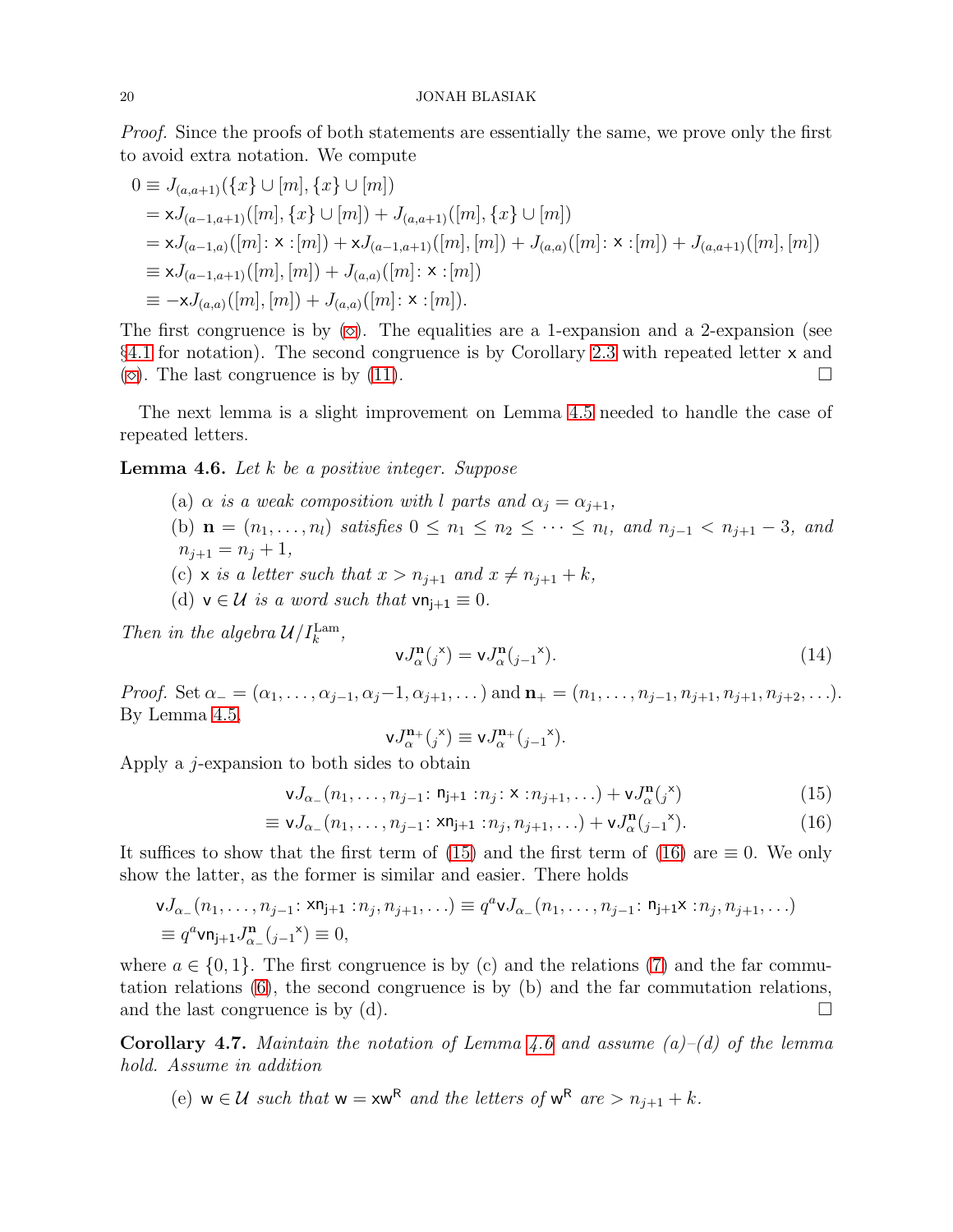*Proof.* Since the proofs of both statements are essentially the same, we prove only the first to avoid extra notation. We compute

$$
\begin{aligned}
0 &\equiv J_{(a,a+1)}(\{x\} \cup [m], \{x\} \cup [m]) \\
&= \mathsf{x} J_{(a-1,a+1)}([m], \{x\} \cup [m]) + J_{(a,a+1)}([m], \{x\} \cup [m]) \\
&= \mathsf{x} J_{(a-1,a)}([m]\colon \mathsf{x} :[m]) + \mathsf{x} J_{(a-1,a+1)}([m],[m]) + J_{(a,a)}([m]\colon \mathsf{x} :[m]) + J_{(a,a+1)}([m],[m]) \\
&\equiv \mathsf{x} J_{(a-1,a+1)}([m],[m]) + J_{(a,a)}([m]\colon \mathsf{x} :[m]) \\
&\equiv -\mathsf{x} J_{(a,a)}([m],[m]) + J_{(a,a)}([m]\colon \mathsf{x} :[m]).
\end{aligned}
$$

The first congruence is by (⊠). The equalities are a 1-expansion and a 2-expansion (see §4.1 for notation). The second congruence is by Corollary 2.3 with repeated letter $\mathsf{x}$ and (⊠). The last congruence is by (11). □

The next lemma is a slight improvement on Lemma 4.5 needed to handle the case of repeated letters.

**Lemma 4.6.** *Let $k$ be a positive integer. Suppose*

- (a) *$\alpha$ is a weak composition with $l$ parts and $\alpha_j = \alpha_{j+1}$,*
- (b) *$\mathbf{n} = (n_1, \dots, n_l)$ satisfies $0 \le n_1 \le n_2 \le \cdots \le n_l$, and $n_{j-1} < n_{j+1} - 3$, and $n_{j+1} = n_j + 1$,*
- (c) *$\mathsf{x}$ is a letter such that $x > n_{j+1}$ and $x \neq n_{j+1} + k$,*
- (d) *$\mathsf{v} \in \mathcal{U}$ is a word such that $\mathsf{v}\mathsf{n}_{\mathsf{j+1}} \equiv 0$.*

*Then in the algebra $\mathcal{U}/I_k^{\mathrm{Lam}}$,*

$$
\mathsf{v} J_\alpha^{\mathbf{n}}({}_{j}{}^{\mathsf{x}}) = \mathsf{v} J_\alpha^{\mathbf{n}}({}_{j-1}{}^{\mathsf{x}}). \tag{14}
$$

*Proof.* Set $\alpha_- = (\alpha_1, \dots, \alpha_{j-1}, \alpha_j - 1, \alpha_{j+1}, \dots)$ and $\mathbf{n}_+ = (n_1, \dots, n_{j-1}, n_{j+1}, n_{j+1}, n_{j+2}, \dots)$. By Lemma 4.5,

$$
\mathsf{v} J_\alpha^{\mathbf{n}_+}({}_{j}{}^{\mathsf{x}}) \equiv \mathsf{v} J_\alpha^{\mathbf{n}_+}({}_{j-1}{}^{\mathsf{x}}).
$$

Apply a $j$-expansion to both sides to obtain

$$
\mathsf{v} J_{\alpha_-}(n_1, \dots, n_{j-1}\colon \mathsf{n}_{\mathsf{j+1}} :n_j\colon \mathsf{x} :n_{j+1}, \dots) + \mathsf{v} J_\alpha^{\mathbf{n}}({}_{j}{}^{\mathsf{x}}) \tag{15}
$$

$$
\equiv \mathsf{v} J_{\alpha_-}(n_1, \dots, n_{j-1}\colon \mathsf{x}\mathsf{n}_{\mathsf{j+1}} :n_j, n_{j+1}, \dots) + \mathsf{v} J_\alpha^{\mathbf{n}}({}_{j-1}{}^{\mathsf{x}}). \tag{16}
$$

It suffices to show that the first term of (15) and the first term of (16) are $\equiv 0$. We only show the latter, as the former is similar and easier. There holds

$$
\begin{aligned}
&\mathsf{v} J_{\alpha_-}(n_1, \dots, n_{j-1}\colon \mathsf{x}\mathsf{n}_{\mathsf{j+1}} :n_j, n_{j+1}, \dots) \equiv q^a \mathsf{v} J_{\alpha_-}(n_1, \dots, n_{j-1}\colon \mathsf{n}_{\mathsf{j+1}}\mathsf{x} :n_j, n_{j+1}, \dots) \\
&\equiv q^a \mathsf{v}\mathsf{n}_{\mathsf{j+1}} J_{\alpha_-}^{\mathbf{n}}({}_{j-1}{}^{\mathsf{x}}) \equiv 0,
\end{aligned}
$$

where $a \in \{0, 1\}$. The first congruence is by (c) and the relations (7) and the far commutation relations (6), the second congruence is by (b) and the far commutation relations, and the last congruence is by (d). □

**Corollary 4.7.** *Maintain the notation of Lemma 4.6 and assume (a)–(d) of the lemma hold. Assume in addition*

- (e) *$\mathsf{w} \in \mathcal{U}$ such that $\mathsf{w} = \mathsf{x}\mathsf{w}^{\mathsf{R}}$ and the letters of $\mathsf{w}^{\mathsf{R}}$ are $> n_{j+1} + k$.*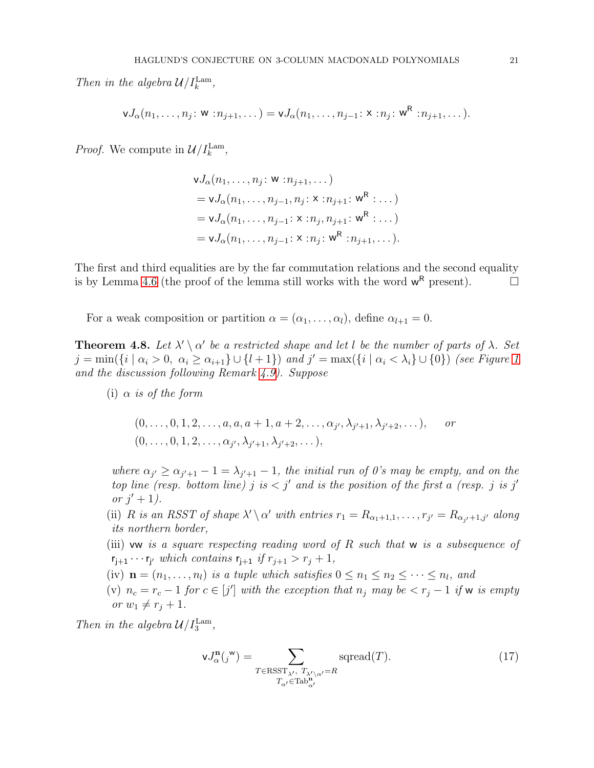*Then in the algebra* $\mathcal{U}/I_k^{\mathrm{Lam}}$,

$$\mathsf{v}J_\alpha(n_1,\dots,n_j\colon \mathsf{w}\ \colon n_{j+1},\dots) = \mathsf{v}J_\alpha(n_1,\dots,n_{j-1}\colon \mathsf{x}\ \colon n_j\colon \mathsf{w}^{\mathsf{R}}\ \colon n_{j+1},\dots).$$

*Proof.* We compute in $\mathcal{U}/I_k^{\mathrm{Lam}}$,

$$\begin{aligned}
&\mathsf{v}J_\alpha(n_1,\dots,n_j\colon \mathsf{w}\ \colon n_{j+1},\dots)\\
&= \mathsf{v}J_\alpha(n_1,\dots,n_{j-1},n_j\colon \mathsf{x}\ \colon n_{j+1}\colon \mathsf{w}^{\mathsf{R}}\ \colon \dots)\\
&= \mathsf{v}J_\alpha(n_1,\dots,n_{j-1}\colon \mathsf{x}\ \colon n_j,n_{j+1}\colon \mathsf{w}^{\mathsf{R}}\ \colon \dots)\\
&= \mathsf{v}J_\alpha(n_1,\dots,n_{j-1}\colon \mathsf{x}\ \colon n_j\colon \mathsf{w}^{\mathsf{R}}\ \colon n_{j+1},\dots).
\end{aligned}$$

The first and third equalities are by the far commutation relations and the second equality is by Lemma 4.6 (the proof of the lemma still works with the word $\mathsf{w}^{\mathsf{R}}$ present). □

For a weak composition or partition $\alpha = (\alpha_1,\dots,\alpha_l)$, define $\alpha_{l+1} = 0$.

**Theorem 4.8.** *Let $\lambda' \setminus \alpha'$ be a restricted shape and let $l$ be the number of parts of $\lambda$. Set $j = \min(\{i \mid \alpha_i > 0,\ \alpha_i \geq \alpha_{i+1}\} \cup \{l+1\})$ and $j' = \max(\{i \mid \alpha_i < \lambda_i\} \cup \{0\})$ (see Figure 1 and the discussion following Remark 4.9). Suppose*

(i) *$\alpha$ is of the form*

$$(0,\dots,0,1,2,\dots,a,a,a+1,a+2,\dots,\alpha_{j'},\lambda_{j'+1},\lambda_{j'+2},\dots),\qquad \textit{or}$$
$$(0,\dots,0,1,2,\dots,\alpha_{j'},\lambda_{j'+1},\lambda_{j'+2},\dots),$$

*where $\alpha_{j'} \geq \alpha_{j'+1} - 1 = \lambda_{j'+1} - 1$, the initial run of 0's may be empty, and on the top line (resp. bottom line) $j$ is $< j'$ and is the position of the first $a$ (resp. $j$ is $j'$ or $j'+1$).*

(ii) *$R$ is an RSST of shape $\lambda' \setminus \alpha'$ with entries $r_1 = R_{\alpha_1+1,1},\dots,r_{j'} = R_{\alpha_{j'}+1,j'}$ along its northern border,*

(iii) *$\mathsf{vw}$ is a square respecting reading word of $R$ such that $\mathsf{w}$ is a subsequence of $\mathsf{r}_{\mathsf{j+1}}\cdots\mathsf{r}_{\mathsf{j'}}$ which contains $\mathsf{r}_{\mathsf{j+1}}$ if $r_{j+1} > r_j + 1$,*

(iv) *$\mathbf{n} = (n_1,\dots,n_l)$ is a tuple which satisfies $0 \leq n_1 \leq n_2 \leq \cdots \leq n_l$, and*

(v) *$n_c = r_c - 1$ for $c \in [j']$ with the exception that $n_j$ may be $< r_j - 1$ if $\mathsf{w}$ is empty or $w_1 \neq r_j + 1$.*

*Then in the algebra* $\mathcal{U}/I_3^{\mathrm{Lam}}$,

$$\mathsf{v}J_\alpha^{\mathbf{n}}({}_j^{\,\mathsf{w}}) = \sum_{\substack{T\in \mathrm{RSST}_{\lambda'},\ T_{\lambda'\setminus\alpha'}=R\\ T_{\alpha'}\in \mathrm{Tab}_{\alpha'}^{\mathbf{n}}}} \mathrm{sqread}(T). \tag{17}$$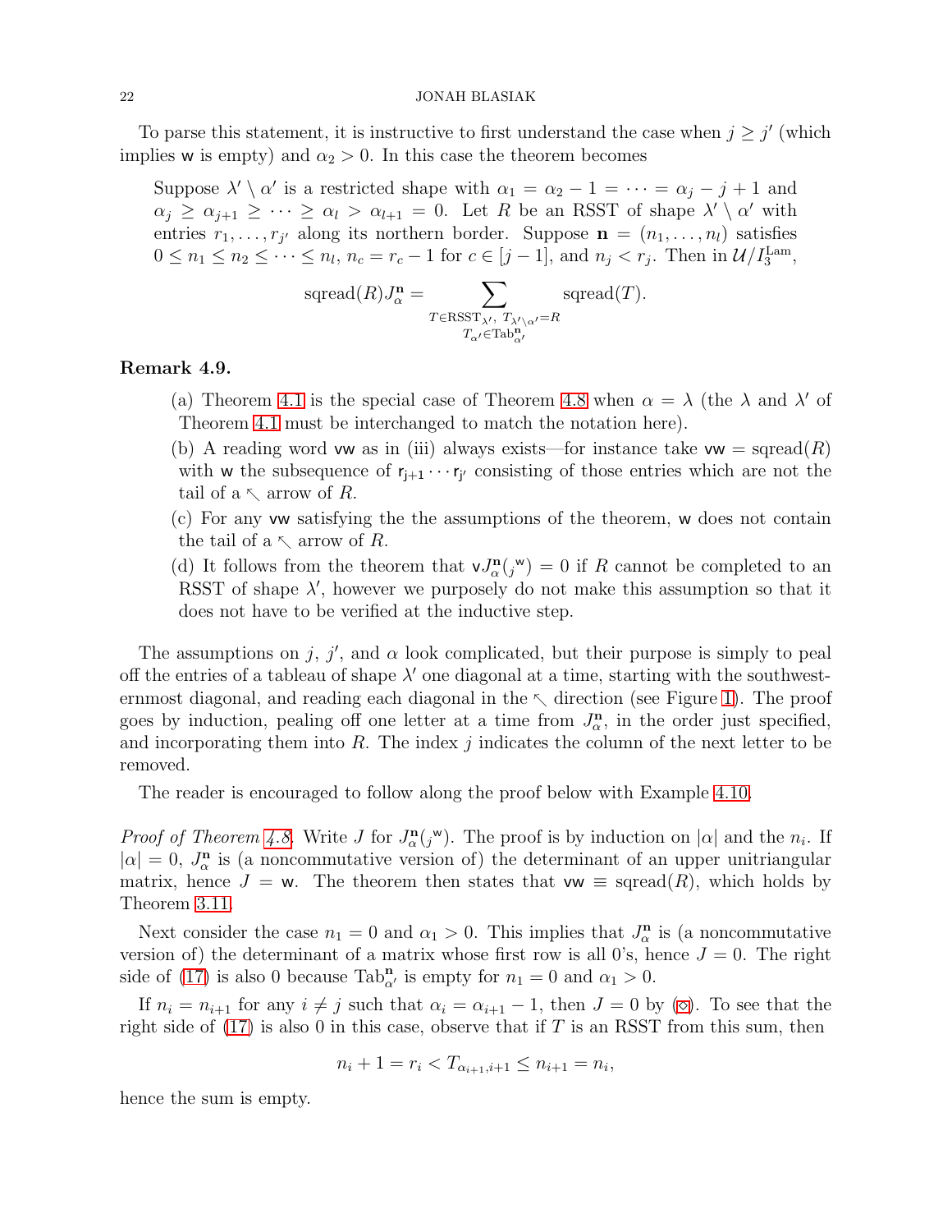To parse this statement, it is instructive to first understand the case when $j \geq j'$ (which implies $\mathsf{w}$ is empty) and $\alpha_2 > 0$. In this case the theorem becomes

> Suppose $\lambda' \setminus \alpha'$ is a restricted shape with $\alpha_1 = \alpha_2 - 1 = \cdots = \alpha_j - j + 1$ and $\alpha_j \geq \alpha_{j+1} \geq \cdots \geq \alpha_l > \alpha_{l+1} = 0$. Let $R$ be an RSST of shape $\lambda' \setminus \alpha'$ with entries $r_1, \dots, r_{j'}$ along its northern border. Suppose $\mathbf{n} = (n_1, \dots, n_l)$ satisfies $0 \leq n_1 \leq n_2 \leq \cdots \leq n_l$, $n_c = r_c - 1$ for $c \in [j-1]$, and $n_j < r_j$. Then in $\mathcal{U}/I_3^{\text{Lam}}$,
>
> $$\operatorname{sqread}(R) J_\alpha^{\mathbf{n}} = \sum_{\substack{T \in \text{RSST}_{\lambda'},\ T_{\lambda' \setminus \alpha'} = R \\ T_{\alpha'} \in \text{Tab}_{\alpha'}^{\mathbf{n}}}} \operatorname{sqread}(T).$$

**Remark 4.9.**

(a) Theorem 4.1 is the special case of Theorem 4.8 when $\alpha = \lambda$ (the $\lambda$ and $\lambda'$ of Theorem 4.1 must be interchanged to match the notation here).

(b) A reading word $\mathsf{vw}$ as in (iii) always exists—for instance take $\mathsf{vw} = \operatorname{sqread}(R)$ with $\mathsf{w}$ the subsequence of $\mathsf{r}_{j+1} \cdots \mathsf{r}_{j'}$ consisting of those entries which are not the tail of a $\nwarrow$ arrow of $R$.

(c) For any $\mathsf{vw}$ satisfying the the assumptions of the theorem, $\mathsf{w}$ does not contain the tail of a $\nwarrow$ arrow of $R$.

(d) It follows from the theorem that $\mathsf{v} J_\alpha^{\mathbf{n}}({}_j{}^{\mathsf{w}}) = 0$ if $R$ cannot be completed to an RSST of shape $\lambda'$, however we purposely do not make this assumption so that it does not have to be verified at the inductive step.

The assumptions on $j$, $j'$, and $\alpha$ look complicated, but their purpose is simply to peal off the entries of a tableau of shape $\lambda'$ one diagonal at a time, starting with the southwesternmost diagonal, and reading each diagonal in the $\nwarrow$ direction (see Figure 1). The proof goes by induction, pealing off one letter at a time from $J_\alpha^{\mathbf{n}}$, in the order just specified, and incorporating them into $R$. The index $j$ indicates the column of the next letter to be removed.

The reader is encouraged to follow along the proof below with Example 4.10.

*Proof of Theorem 4.8.* Write $J$ for $J_\alpha^{\mathbf{n}}({}_j{}^{\mathsf{w}})$. The proof is by induction on $|\alpha|$ and the $n_i$. If $|\alpha| = 0$, $J_\alpha^{\mathbf{n}}$ is (a noncommutative version of) the determinant of an upper unitriangular matrix, hence $J = \mathsf{w}$. The theorem then states that $\mathsf{vw} \equiv \operatorname{sqread}(R)$, which holds by Theorem 3.11.

Next consider the case $n_1 = 0$ and $\alpha_1 > 0$. This implies that $J_\alpha^{\mathbf{n}}$ is (a noncommutative version of) the determinant of a matrix whose first row is all 0's, hence $J = 0$. The right side of (17) is also 0 because $\text{Tab}_{\alpha'}^{\mathbf{n}}$ is empty for $n_1 = 0$ and $\alpha_1 > 0$.

If $n_i = n_{i+1}$ for any $i \neq j$ such that $\alpha_i = \alpha_{i+1} - 1$, then $J = 0$ by (⌼). To see that the right side of (17) is also 0 in this case, observe that if $T$ is an RSST from this sum, then

$$n_i + 1 = r_i < T_{\alpha_{i+1}, i+1} \leq n_{i+1} = n_i,$$

hence the sum is empty.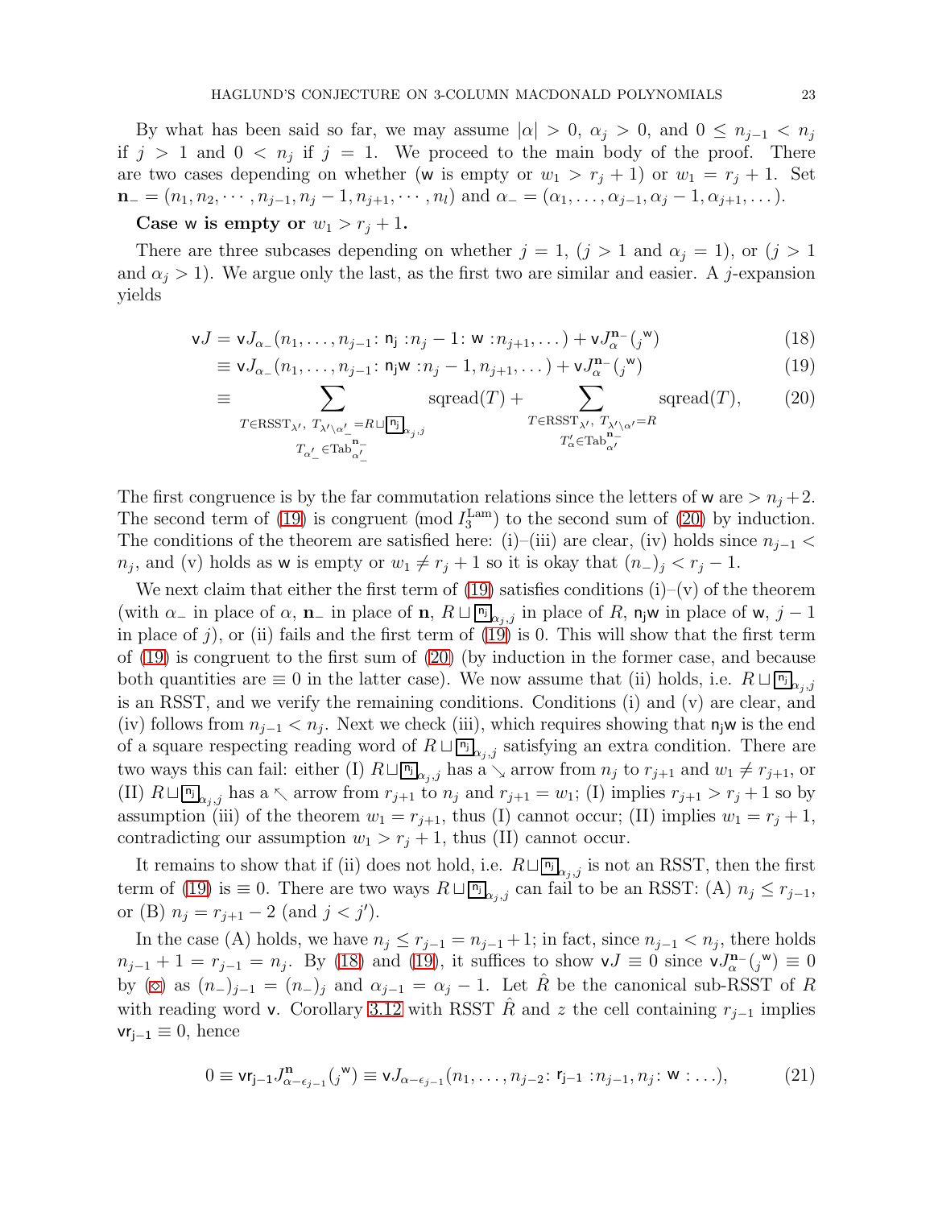By what has been said so far, we may assume $|\alpha| > 0$, $\alpha_j > 0$, and $0 \le n_{j-1} < n_j$ if $j > 1$ and $0 < n_j$ if $j = 1$. We proceed to the main body of the proof. There are two cases depending on whether ($\mathsf{w}$ is empty or $w_1 > r_j + 1$) or $w_1 = r_j + 1$. Set $\mathbf{n}_- = (n_1, n_2, \cdots, n_{j-1}, n_j - 1, n_{j+1}, \cdots, n_l)$ and $\alpha_- = (\alpha_1, \ldots, \alpha_{j-1}, \alpha_j - 1, \alpha_{j+1}, \ldots)$.

**Case $\mathsf{w}$ is empty or $w_1 > r_j + 1$.**

There are three subcases depending on whether $j = 1$, ($j > 1$ and $\alpha_j = 1$), or ($j > 1$ and $\alpha_j > 1$). We argue only the last, as the first two are similar and easier. A $j$-expansion yields

$$\mathsf{v}J = \mathsf{v}J_{\alpha_-}(n_1, \ldots, n_{j-1}\colon \mathsf{n_j} : n_j - 1\colon \mathsf{w} : n_{j+1}, \ldots) + \mathsf{v}J_\alpha^{\mathbf{n}_-}\big({}_j^{\,\mathsf{w}}\big) \tag{18}$$

$$\equiv \mathsf{v}J_{\alpha_-}(n_1, \ldots, n_{j-1}\colon \mathsf{n_j}\mathsf{w} : n_j - 1, n_{j+1}, \ldots) + \mathsf{v}J_\alpha^{\mathbf{n}_-}\big({}_j^{\,\mathsf{w}}\big) \tag{19}$$

$$\equiv \sum_{\substack{T \in \mathrm{RSST}_{\lambda'},\ T_{\lambda' \setminus \alpha'_-} = R \sqcup \boxed{\mathsf{n_j}}_{\alpha_j, j} \\ T_{\alpha'_-} \in \mathrm{Tab}_{\alpha'_-}^{\mathbf{n}_-}}} \mathrm{sqread}(T) + \sum_{\substack{T \in \mathrm{RSST}_{\lambda'},\ T_{\lambda' \setminus \alpha'} = R \\ T'_\alpha \in \mathrm{Tab}_{\alpha'}^{\mathbf{n}_-}}} \mathrm{sqread}(T), \tag{20}$$

The first congruence is by the far commutation relations since the letters of $\mathsf{w}$ are $> n_j + 2$. The second term of (19) is congruent (mod $I_3^{\mathrm{Lam}}$) to the second sum of (20) by induction. The conditions of the theorem are satisfied here: (i)–(iii) are clear, (iv) holds since $n_{j-1} < n_j$, and (v) holds as $\mathsf{w}$ is empty or $w_1 \ne r_j + 1$ so it is okay that $(n_-)_j < r_j - 1$.

We next claim that either the first term of (19) satisfies conditions (i)–(v) of the theorem (with $\alpha_-$ in place of $\alpha$, $\mathbf{n}_-$ in place of $\mathbf{n}$, $R \sqcup \boxed{\mathsf{n_j}}_{\alpha_j, j}$ in place of $R$, $\mathsf{n_j}\mathsf{w}$ in place of $\mathsf{w}$, $j-1$ in place of $j$), or (ii) fails and the first term of (19) is 0. This will show that the first term of (19) is congruent to the first sum of (20) (by induction in the former case, and because both quantities are $\equiv 0$ in the latter case). We now assume that (ii) holds, i.e. $R \sqcup \boxed{\mathsf{n_j}}_{\alpha_j, j}$ is an RSST, and we verify the remaining conditions. Conditions (i) and (v) are clear, and (iv) follows from $n_{j-1} < n_j$. Next we check (iii), which requires showing that $\mathsf{n_j}\mathsf{w}$ is the end of a square respecting reading word of $R \sqcup \boxed{\mathsf{n_j}}_{\alpha_j, j}$ satisfying an extra condition. There are two ways this can fail: either (I) $R \sqcup \boxed{\mathsf{n_j}}_{\alpha_j, j}$ has a $\searrow$ arrow from $n_j$ to $r_{j+1}$ and $w_1 \ne r_{j+1}$, or (II) $R \sqcup \boxed{\mathsf{n_j}}_{\alpha_j, j}$ has a $\nwarrow$ arrow from $r_{j+1}$ to $n_j$ and $r_{j+1} = w_1$; (I) implies $r_{j+1} > r_j + 1$ so by assumption (iii) of the theorem $w_1 = r_{j+1}$, thus (I) cannot occur; (II) implies $w_1 = r_j + 1$, contradicting our assumption $w_1 > r_j + 1$, thus (II) cannot occur.

It remains to show that if (ii) does not hold, i.e. $R \sqcup \boxed{\mathsf{n_j}}_{\alpha_j, j}$ is not an RSST, then the first term of (19) is $\equiv 0$. There are two ways $R \sqcup \boxed{\mathsf{n_j}}_{\alpha_j, j}$ can fail to be an RSST: (A) $n_j \le r_{j-1}$, or (B) $n_j = r_{j+1} - 2$ (and $j < j'$).

In the case (A) holds, we have $n_j \le r_{j-1} = n_{j-1} + 1$; in fact, since $n_{j-1} < n_j$, there holds $n_{j-1} + 1 = r_{j-1} = n_j$. By (18) and (19), it suffices to show $\mathsf{v}J \equiv 0$ since $\mathsf{v}J_\alpha^{\mathbf{n}_-}\big({}_j^{\,\mathsf{w}}\big) \equiv 0$ by ($\diamond$) as $(n_-)_{j-1} = (n_-)_j$ and $\alpha_{j-1} = \alpha_j - 1$. Let $\hat{R}$ be the canonical sub-RSST of $R$ with reading word $\mathsf{v}$. Corollary 3.12 with RSST $\hat{R}$ and $z$ the cell containing $r_{j-1}$ implies $\mathsf{v}\mathsf{r_{j-1}} \equiv 0$, hence

$$0 \equiv \mathsf{v}\mathsf{r_{j-1}} J^{\mathbf{n}}_{\alpha - \epsilon_{j-1}}\big({}_j^{\,\mathsf{w}}\big) \equiv \mathsf{v}J_{\alpha - \epsilon_{j-1}}(n_1, \ldots, n_{j-2}\colon \mathsf{r_{j-1}} : n_{j-1}, n_j\colon \mathsf{w} : \ldots), \tag{21}$$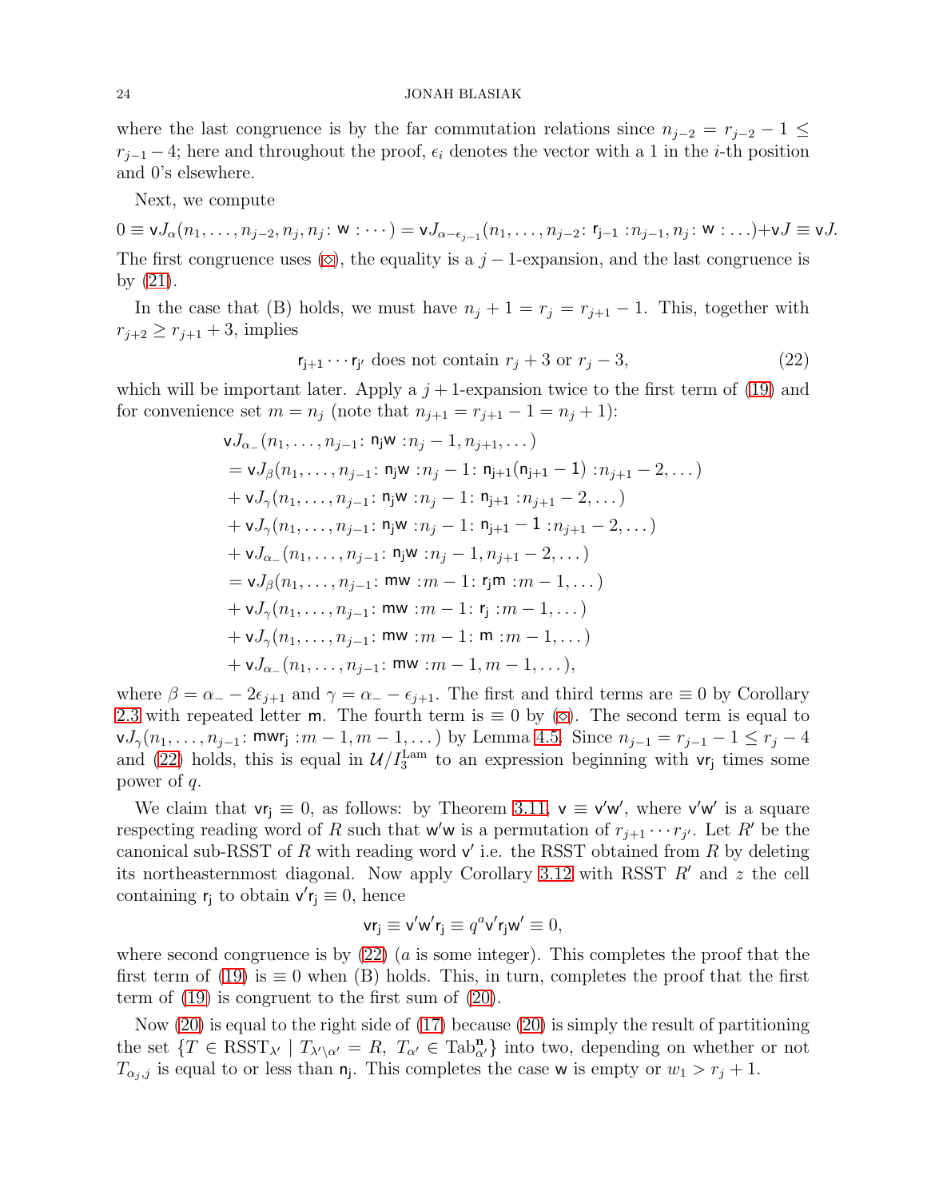where the last congruence is by the far commutation relations since $n_{j-2} = r_{j-2} - 1 \leq r_{j-1} - 4$; here and throughout the proof, $\epsilon_i$ denotes the vector with a 1 in the $i$-th position and 0's elsewhere.

Next, we compute

$$0 \equiv \mathsf{v}J_\alpha(n_1,\ldots,n_{j-2},n_j,n_j\colon \mathsf{w} : \cdots) = \mathsf{v}J_{\alpha-\epsilon_{j-1}}(n_1,\ldots,n_{j-2}\colon \mathsf{r_{j-1}} :n_{j-1},n_j\colon \mathsf{w} : \ldots) + \mathsf{v}J \equiv \mathsf{v}J.$$

The first congruence uses (⊠), the equality is a $j-1$-expansion, and the last congruence is by (21).

In the case that (B) holds, we must have $n_j + 1 = r_j = r_{j+1} - 1$. This, together with $r_{j+2} \geq r_{j+1} + 3$, implies

$$\mathsf{r_{j+1}} \cdots \mathsf{r_{j'}} \text{ does not contain } r_j + 3 \text{ or } r_j - 3, \tag{22}$$

which will be important later. Apply a $j+1$-expansion twice to the first term of (19) and for convenience set $m = n_j$ (note that $n_{j+1} = r_{j+1} - 1 = n_j + 1$):

$$\begin{aligned}
&\mathsf{v}J_{\alpha_-}(n_1,\ldots,n_{j-1}\colon \mathsf{n_j w} :n_j-1,n_{j+1},\ldots)\\
&= \mathsf{v}J_\beta(n_1,\ldots,n_{j-1}\colon \mathsf{n_j w} :n_j-1\colon \mathsf{n_{j+1}(n_{j+1}-1)} :n_{j+1}-2,\ldots)\\
&+ \mathsf{v}J_\gamma(n_1,\ldots,n_{j-1}\colon \mathsf{n_j w} :n_j-1\colon \mathsf{n_{j+1}} :n_{j+1}-2,\ldots)\\
&+ \mathsf{v}J_\gamma(n_1,\ldots,n_{j-1}\colon \mathsf{n_j w} :n_j-1\colon \mathsf{n_{j+1}-1} :n_{j+1}-2,\ldots)\\
&+ \mathsf{v}J_{\alpha_-}(n_1,\ldots,n_{j-1}\colon \mathsf{n_j w} :n_j-1,n_{j+1}-2,\ldots)\\
&= \mathsf{v}J_\beta(n_1,\ldots,n_{j-1}\colon \mathsf{m w} :m-1\colon \mathsf{r_j m} :m-1,\ldots)\\
&+ \mathsf{v}J_\gamma(n_1,\ldots,n_{j-1}\colon \mathsf{m w} :m-1\colon \mathsf{r_j} :m-1,\ldots)\\
&+ \mathsf{v}J_\gamma(n_1,\ldots,n_{j-1}\colon \mathsf{m w} :m-1\colon \mathsf{m} :m-1,\ldots)\\
&+ \mathsf{v}J_{\alpha_-}(n_1,\ldots,n_{j-1}\colon \mathsf{m w} :m-1,m-1,\ldots),
\end{aligned}$$

where $\beta = \alpha_- - 2\epsilon_{j+1}$ and $\gamma = \alpha_- - \epsilon_{j+1}$. The first and third terms are $\equiv 0$ by Corollary 2.3 with repeated letter $\mathsf{m}$. The fourth term is $\equiv 0$ by (⊠). The second term is equal to $\mathsf{v}J_\gamma(n_1,\ldots,n_{j-1}\colon \mathsf{m w r_j} :m-1,m-1,\ldots)$ by Lemma 4.5. Since $n_{j-1} = r_{j-1} - 1 \leq r_j - 4$ and (22) holds, this is equal in $\mathcal{U}/I_3^{\mathrm{Lam}}$ to an expression beginning with $\mathsf{v r_j}$ times some power of $q$.

We claim that $\mathsf{v r_j} \equiv 0$, as follows: by Theorem 3.11, $\mathsf{v} \equiv \mathsf{v'w'}$, where $\mathsf{v'w'}$ is a square respecting reading word of $R$ such that $\mathsf{w'w}$ is a permutation of $r_{j+1}\cdots r_{j'}$. Let $R'$ be the canonical sub-RSST of $R$ with reading word $\mathsf{v'}$ i.e. the RSST obtained from $R$ by deleting its northeasternmost diagonal. Now apply Corollary 3.12 with RSST $R'$ and $z$ the cell containing $\mathsf{r_j}$ to obtain $\mathsf{v'r_j} \equiv 0$, hence

$$\mathsf{v r_j} \equiv \mathsf{v'w'r_j} \equiv q^a \mathsf{v'r_j w'} \equiv 0,$$

where second congruence is by (22) ($a$ is some integer). This completes the proof that the first term of (19) is $\equiv 0$ when (B) holds. This, in turn, completes the proof that the first term of (19) is congruent to the first sum of (20).

Now (20) is equal to the right side of (17) because (20) is simply the result of partitioning the set $\{T \in \mathrm{RSST}_{\lambda'} \mid T_{\lambda'\setminus\alpha'} = R,\ T_{\alpha'} \in \mathrm{Tab}^{\mathbf{n}}_{\alpha'}\}$ into two, depending on whether or not $T_{\alpha_j,j}$ is equal to or less than $\mathsf{n_j}$. This completes the case $\mathsf{w}$ is empty or $w_1 > r_j + 1$.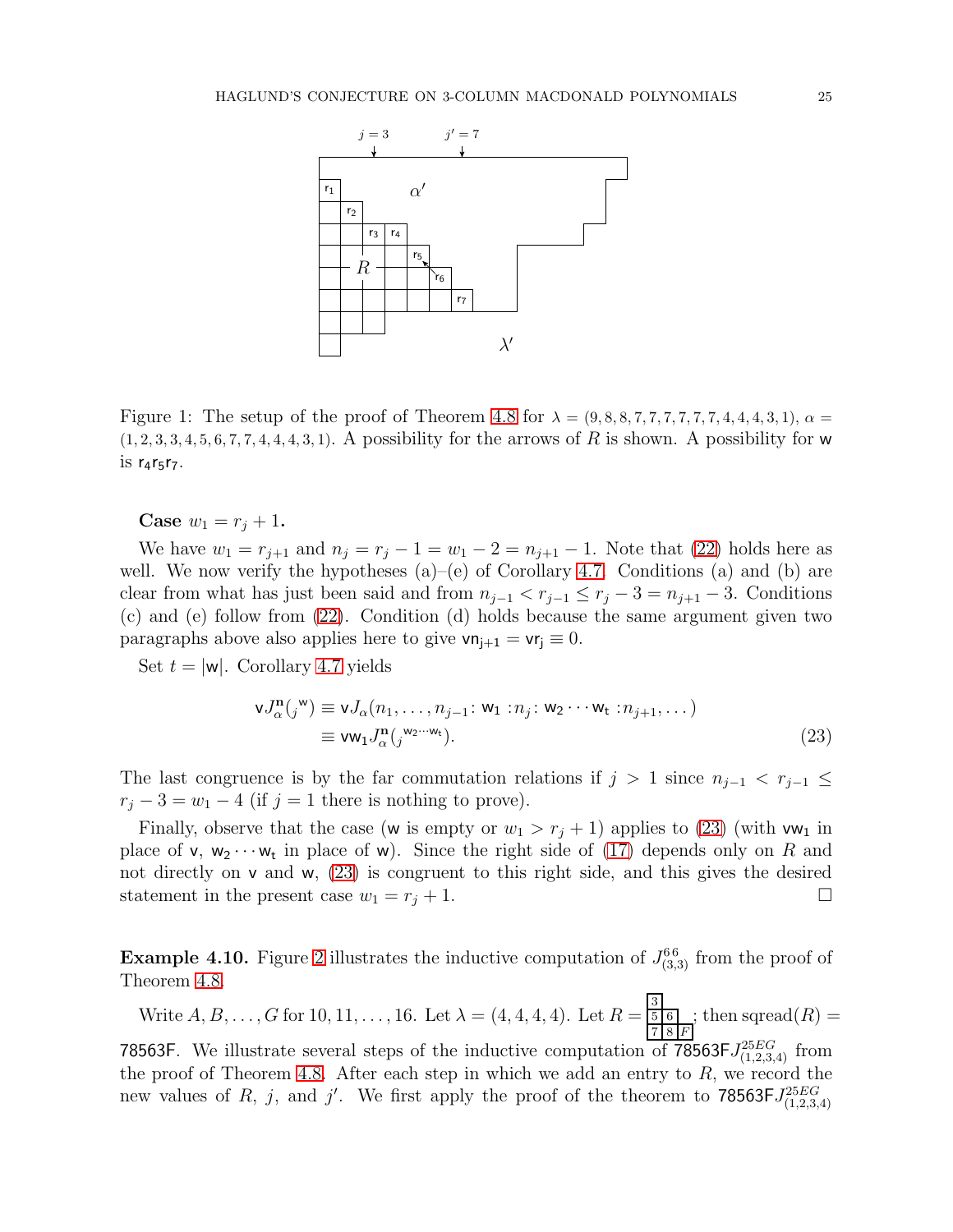j = 3

j′ = 7

α′

r1

r2

r3 r4

r5

R

r6

r7

λ′

Figure 1: The setup of the proof of Theorem 4.8 for $\lambda = (9, 8, 8, 7, 7, 7, 7, 7, 7, 4, 4, 4, 3, 1)$, $\alpha = (1, 2, 3, 3, 4, 5, 6, 7, 7, 4, 4, 4, 3, 1)$. A possibility for the arrows of $R$ is shown. A possibility for $\mathsf{w}$ is $\mathsf{r_4 r_5 r_7}$.

**Case $w_1 = r_j + 1$.**

We have $w_1 = r_{j+1}$ and $n_j = r_j - 1 = w_1 - 2 = n_{j+1} - 1$. Note that (22) holds here as well. We now verify the hypotheses (a)–(e) of Corollary 4.7. Conditions (a) and (b) are clear from what has just been said and from $n_{j-1} < r_{j-1} \leq r_j - 3 = n_{j+1} - 3$. Conditions (c) and (e) follow from (22). Condition (d) holds because the same argument given two paragraphs above also applies here to give $\mathsf{v n_{j+1}} = \mathsf{v r_j} \equiv 0$.

Set $t = |\mathsf{w}|$. Corollary 4.7 yields

$$
\begin{aligned}
\mathsf{v} J_\alpha^{\mathbf{n}}\left({}_j^{\mathsf{w}}\right) &\equiv \mathsf{v} J_\alpha(n_1, \dots, n_{j-1} \colon \mathsf{w_1} \colon n_j \colon \mathsf{w_2} \cdots \mathsf{w_t} \colon n_{j+1}, \dots) \\
&\equiv \mathsf{v w_1} J_\alpha^{\mathbf{n}}\left({}_j^{\mathsf{w_2 \cdots w_t}}\right).
\end{aligned} \tag{23}
$$

The last congruence is by the far commutation relations if $j > 1$ since $n_{j-1} < r_{j-1} \leq r_j - 3 = w_1 - 4$ (if $j = 1$ there is nothing to prove).

Finally, observe that the case ($\mathsf{w}$ is empty or $w_1 > r_j + 1$) applies to (23) (with $\mathsf{v w_1}$ in place of $\mathsf{v}$, $\mathsf{w_2} \cdots \mathsf{w_t}$ in place of $\mathsf{w}$). Since the right side of (17) depends only on $R$ and not directly on $\mathsf{v}$ and $\mathsf{w}$, (23) is congruent to this right side, and this gives the desired statement in the present case $w_1 = r_j + 1$. □

**Example 4.10.** Figure 2 illustrates the inductive computation of $J_{(3,3)}^{66}$ from the proof of Theorem 4.8.

Write $A, B, \dots, G$ for $10, 11, \dots, 16$. Let $\lambda = (4, 4, 4, 4)$. Let $R$ = [tableau with rows: 3 / 5 6 / 7 8 F]; then $\operatorname{sqread}(R) = \mathsf{78563F}$. We illustrate several steps of the inductive computation of $\mathsf{78563F} J_{(1,2,3,4)}^{25EG}$ from the proof of Theorem 4.8. After each step in which we add an entry to $R$, we record the new values of $R$, $j$, and $j'$. We first apply the proof of the theorem to $\mathsf{78563F} J_{(1,2,3,4)}^{25EG}$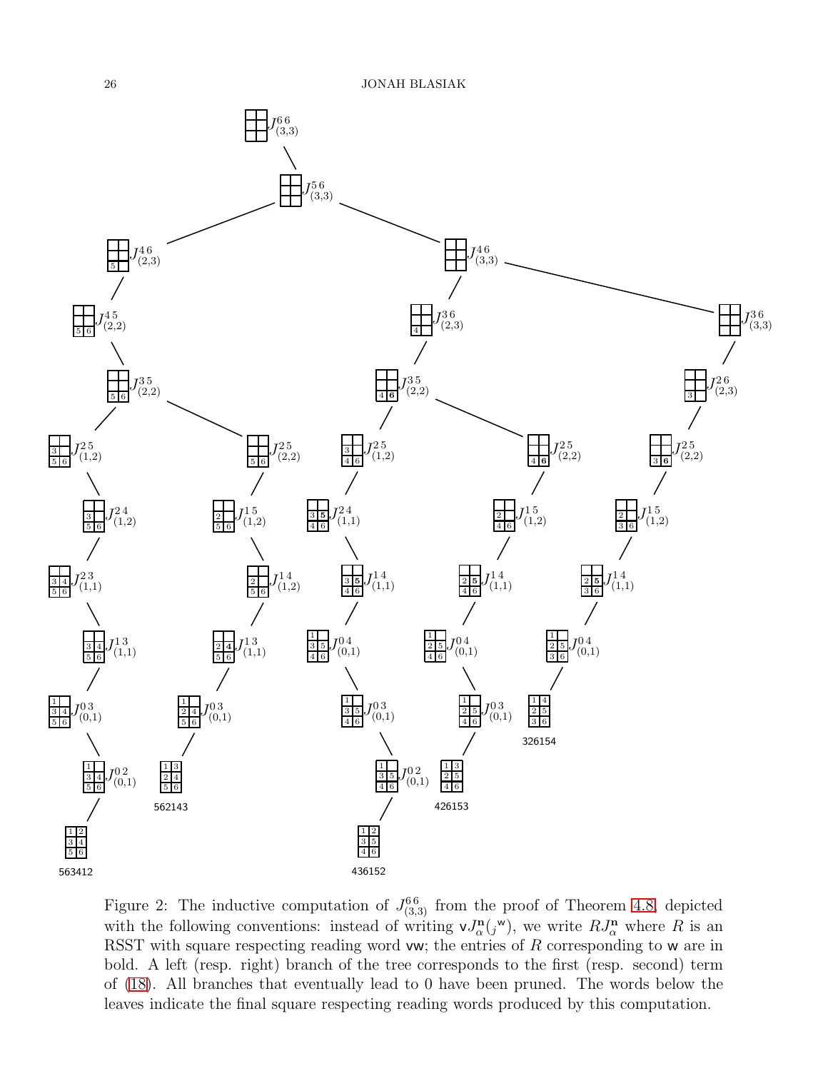$J^{66}_{(3,3)}$

$J^{56}_{(3,3)}$

$J^{46}_{(2,3)}$ $J^{46}_{(3,3)}$

$J^{45}_{(2,2)}$ $J^{36}_{(2,3)}$ $J^{36}_{(3,3)}$

$J^{35}_{(2,2)}$ $J^{35}_{(2,2)}$ $J^{26}_{(2,3)}$

$J^{25}_{(1,2)}$ $J^{25}_{(2,2)}$ $J^{25}_{(1,2)}$ $J^{25}_{(2,2)}$ $J^{25}_{(2,2)}$

$J^{24}_{(1,2)}$ $J^{15}_{(1,2)}$ $J^{24}_{(1,1)}$ $J^{15}_{(1,2)}$ $J^{15}_{(1,2)}$

$J^{23}_{(1,1)}$ $J^{14}_{(1,2)}$ $J^{14}_{(1,1)}$ $J^{14}_{(1,1)}$ $J^{14}_{(1,1)}$

$J^{13}_{(1,1)}$ $J^{13}_{(1,1)}$ $J^{04}_{(0,1)}$ $J^{04}_{(0,1)}$ $J^{04}_{(0,1)}$

$J^{03}_{(0,1)}$ $J^{03}_{(0,1)}$ $J^{03}_{(0,1)}$ $J^{03}_{(0,1)}$

$J^{02}_{(0,1)}$ $J^{02}_{(0,1)}$

563412 562143 436152 426153 326154

Figure 2: The inductive computation of $J^{66}_{(3,3)}$ from the proof of Theorem 4.8, depicted with the following conventions: instead of writing $\mathsf{v}J^{\mathbf{n}}_{\alpha}({}_{j}{}^{\mathsf{w}})$, we write $RJ^{\mathbf{n}}_{\alpha}$ where $R$ is an RSST with square respecting reading word $\mathsf{vw}$; the entries of $R$ corresponding to $\mathsf{w}$ are in bold. A left (resp. right) branch of the tree corresponds to the first (resp. second) term of (18). All branches that eventually lead to 0 have been pruned. The words below the leaves indicate the final square respecting reading words produced by this computation.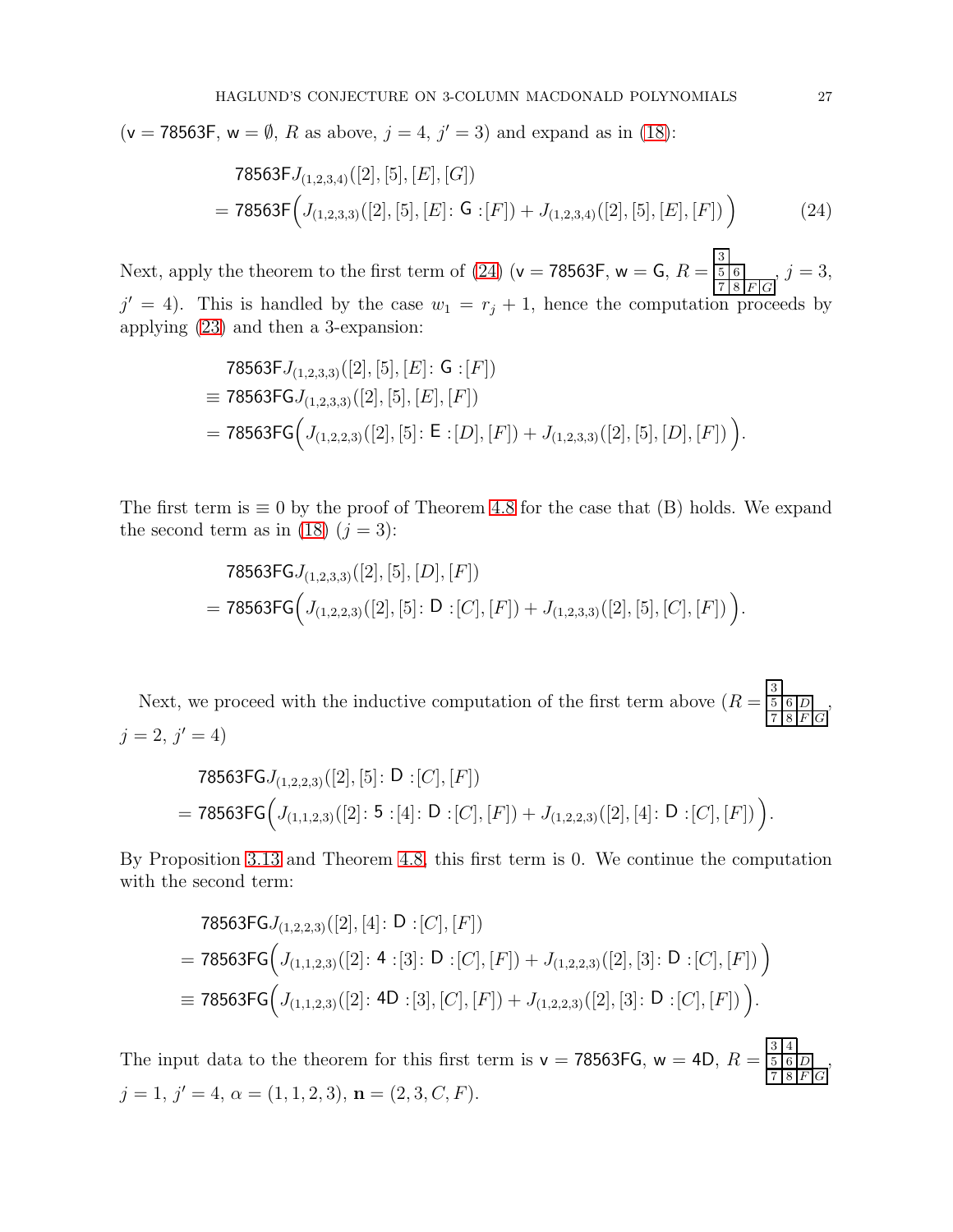($\mathsf{v} = \mathsf{78563F}$, $\mathsf{w} = \emptyset$, $R$ as above, $j = 4$, $j' = 3$) and expand as in (18):

$$
\begin{aligned}
&\mathsf{78563F}J_{(1,2,3,4)}([2],[5],[E],[G]) \\
&= \mathsf{78563F}\Big(J_{(1,2,3,3)}([2],[5],[E]\colon \mathsf{G} : [F]) + J_{(1,2,3,4)}([2],[5],[E],[F])\Big)
\end{aligned} \tag{24}
$$

Next, apply the theorem to the first term of (24) ($\mathsf{v} = \mathsf{78563F}$, $\mathsf{w} = \mathsf{G}$, $R = \begin{smallmatrix} 3 & & \\ 5 & 6 & \\ 7 & 8 & F & G \end{smallmatrix}$, $j = 3$, $j' = 4$). This is handled by the case $w_1 = r_j + 1$, hence the computation proceeds by applying (23) and then a 3-expansion:

$$
\begin{aligned}
&\mathsf{78563F}J_{(1,2,3,3)}([2],[5],[E]\colon \mathsf{G} : [F]) \\
&\equiv \mathsf{78563FG}J_{(1,2,3,3)}([2],[5],[E],[F]) \\
&= \mathsf{78563FG}\Big(J_{(1,2,2,3)}([2],[5]\colon \mathsf{E} : [D],[F]) + J_{(1,2,3,3)}([2],[5],[D],[F])\Big).
\end{aligned}
$$

The first term is $\equiv 0$ by the proof of Theorem 4.8 for the case that (B) holds. We expand the second term as in (18) ($j = 3$):

$$
\begin{aligned}
&\mathsf{78563FG}J_{(1,2,3,3)}([2],[5],[D],[F]) \\
&= \mathsf{78563FG}\Big(J_{(1,2,2,3)}([2],[5]\colon \mathsf{D} : [C],[F]) + J_{(1,2,3,3)}([2],[5],[C],[F])\Big).
\end{aligned}
$$

Next, we proceed with the inductive computation of the first term above ($R = \begin{smallmatrix} 3 & & \\ 5 & 6 & D \\ 7 & 8 & F & G \end{smallmatrix}$, $j = 2$, $j' = 4$)

$$
\begin{aligned}
&\mathsf{78563FG}J_{(1,2,2,3)}([2],[5]\colon \mathsf{D} : [C],[F]) \\
&= \mathsf{78563FG}\Big(J_{(1,1,2,3)}([2]\colon \mathsf{5} : [4]\colon \mathsf{D} : [C],[F]) + J_{(1,2,2,3)}([2],[4]\colon \mathsf{D} : [C],[F])\Big).
\end{aligned}
$$

By Proposition 3.13 and Theorem 4.8, this first term is 0. We continue the computation with the second term:

$$
\begin{aligned}
&\mathsf{78563FG}J_{(1,2,2,3)}([2],[4]\colon \mathsf{D} : [C],[F]) \\
&= \mathsf{78563FG}\Big(J_{(1,1,2,3)}([2]\colon \mathsf{4} : [3]\colon \mathsf{D} : [C],[F]) + J_{(1,2,2,3)}([2],[3]\colon \mathsf{D} : [C],[F])\Big) \\
&\equiv \mathsf{78563FG}\Big(J_{(1,1,2,3)}([2]\colon \mathsf{4D} : [3],[C],[F]) + J_{(1,2,2,3)}([2],[3]\colon \mathsf{D} : [C],[F])\Big).
\end{aligned}
$$

The input data to the theorem for this first term is $\mathsf{v} = \mathsf{78563FG}$, $\mathsf{w} = \mathsf{4D}$, $R = \begin{smallmatrix} 3 & 4 & \\ 5 & 6 & D \\ 7 & 8 & F & G \end{smallmatrix}$, $j = 1$, $j' = 4$, $\alpha = (1,1,2,3)$, $\mathbf{n} = (2,3,C,F)$.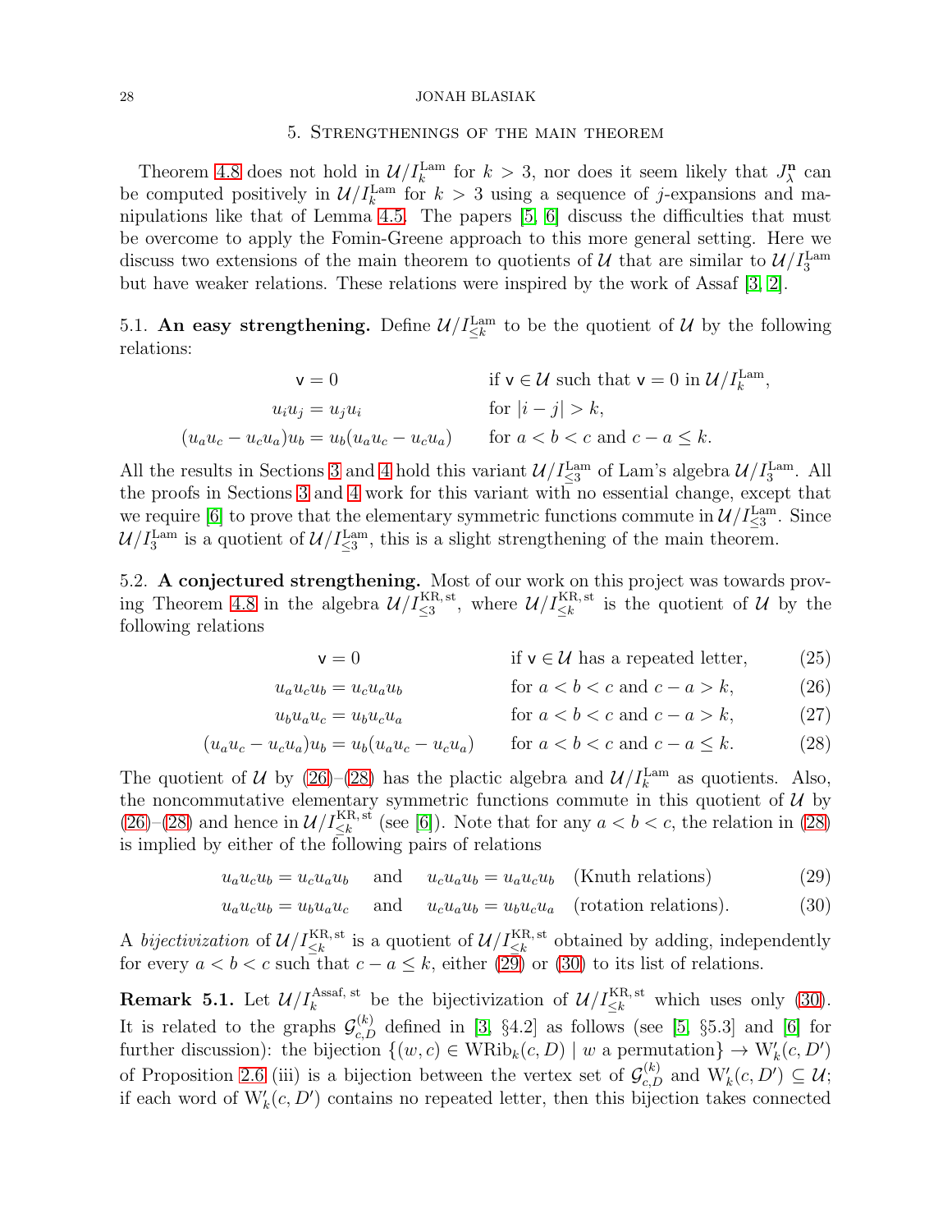## 5. Strengthenings of the main theorem

Theorem 4.8 does not hold in $\mathcal{U}/I_k^{\text{Lam}}$ for $k > 3$, nor does it seem likely that $J_\lambda^{\mathbf{n}}$ can be computed positively in $\mathcal{U}/I_k^{\text{Lam}}$ for $k > 3$ using a sequence of $j$-expansions and manipulations like that of Lemma 4.5. The papers [5, 6] discuss the difficulties that must be overcome to apply the Fomin-Greene approach to this more general setting. Here we discuss two extensions of the main theorem to quotients of $\mathcal{U}$ that are similar to $\mathcal{U}/I_3^{\text{Lam}}$ but have weaker relations. These relations were inspired by the work of Assaf [3, 2].

### 5.1. An easy strengthening.

Define $\mathcal{U}/I_{\leq k}^{\text{Lam}}$ to be the quotient of $\mathcal{U}$ by the following relations:

$$
\begin{aligned}
&\mathsf{v} = 0 && \text{if } \mathsf{v} \in \mathcal{U} \text{ such that } \mathsf{v} = 0 \text{ in } \mathcal{U}/I_k^{\text{Lam}},\\
&u_i u_j = u_j u_i && \text{for } |i - j| > k,\\
&(u_a u_c - u_c u_a) u_b = u_b (u_a u_c - u_c u_a) && \text{for } a < b < c \text{ and } c - a \leq k.
\end{aligned}
$$

All the results in Sections 3 and 4 hold this variant $\mathcal{U}/I_{\leq 3}^{\text{Lam}}$ of Lam's algebra $\mathcal{U}/I_3^{\text{Lam}}$. All the proofs in Sections 3 and 4 work for this variant with no essential change, except that we require [6] to prove that the elementary symmetric functions commute in $\mathcal{U}/I_{\leq 3}^{\text{Lam}}$. Since $\mathcal{U}/I_3^{\text{Lam}}$ is a quotient of $\mathcal{U}/I_{\leq 3}^{\text{Lam}}$, this is a slight strengthening of the main theorem.

### 5.2. A conjectured strengthening.

Most of our work on this project was towards proving Theorem 4.8 in the algebra $\mathcal{U}/I_{\leq 3}^{\text{KR, st}}$, where $\mathcal{U}/I_{\leq k}^{\text{KR, st}}$ is the quotient of $\mathcal{U}$ by the following relations

$$
\begin{aligned}
&\mathsf{v} = 0 && \text{if } \mathsf{v} \in \mathcal{U} \text{ has a repeated letter,} && (25)\\
&u_a u_c u_b = u_c u_a u_b && \text{for } a < b < c \text{ and } c - a > k, && (26)\\
&u_b u_a u_c = u_b u_c u_a && \text{for } a < b < c \text{ and } c - a > k, && (27)\\
&(u_a u_c - u_c u_a) u_b = u_b (u_a u_c - u_c u_a) && \text{for } a < b < c \text{ and } c - a \leq k. && (28)
\end{aligned}
$$

The quotient of $\mathcal{U}$ by (26)–(28) has the plactic algebra and $\mathcal{U}/I_k^{\text{Lam}}$ as quotients. Also, the noncommutative elementary symmetric functions commute in this quotient of $\mathcal{U}$ by (26)–(28) and hence in $\mathcal{U}/I_{\leq k}^{\text{KR, st}}$ (see [6]). Note that for any $a < b < c$, the relation in (28) is implied by either of the following pairs of relations

$$
\begin{aligned}
&u_a u_c u_b = u_c u_a u_b \quad \text{and} \quad u_c u_a u_b = u_a u_c u_b \quad \text{(Knuth relations)} && (29)\\
&u_a u_c u_b = u_b u_a u_c \quad \text{and} \quad u_c u_a u_b = u_b u_c u_a \quad \text{(rotation relations).} && (30)
\end{aligned}
$$

A *bijectivization* of $\mathcal{U}/I_{\leq k}^{\text{KR, st}}$ is a quotient of $\mathcal{U}/I_{\leq k}^{\text{KR, st}}$ obtained by adding, independently for every $a < b < c$ such that $c - a \leq k$, either (29) or (30) to its list of relations.

**Remark 5.1.** Let $\mathcal{U}/I_k^{\text{Assaf, st}}$ be the bijectivization of $\mathcal{U}/I_{\leq k}^{\text{KR, st}}$ which uses only (30). It is related to the graphs $\mathcal{G}_{c,D}^{(k)}$ defined in [3, §4.2] as follows (see [5, §5.3] and [6] for further discussion): the bijection $\{(w, c) \in \text{WRib}_k(c, D) \mid w \text{ a permutation}\} \to \text{W}'_k(c, D')$ of Proposition 2.6 (iii) is a bijection between the vertex set of $\mathcal{G}_{c,D}^{(k)}$ and $\text{W}'_k(c, D') \subseteq \mathcal{U}$; if each word of $\text{W}'_k(c, D')$ contains no repeated letter, then this bijection takes connected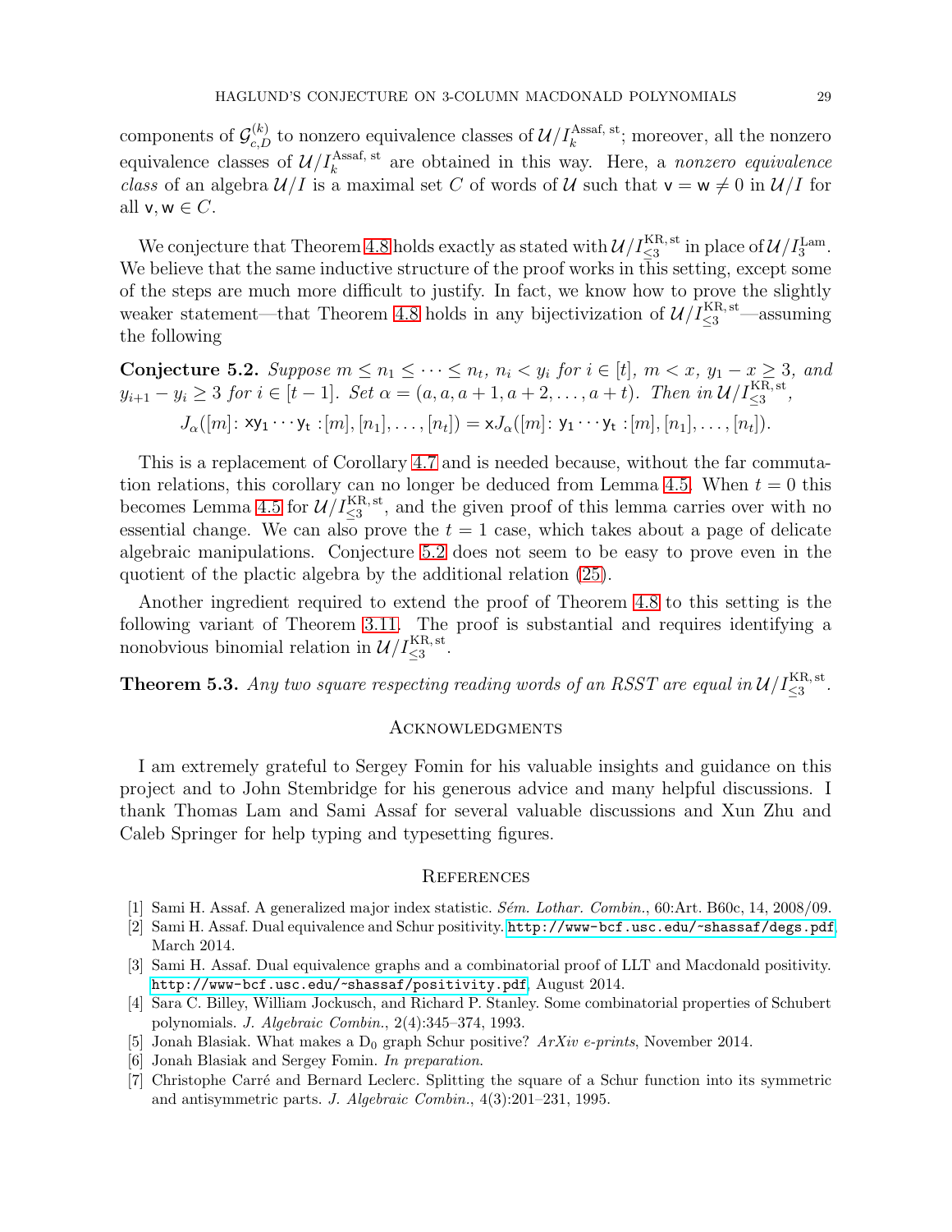components of $\mathcal{G}^{(k)}_{c,D}$ to nonzero equivalence classes of $\mathcal{U}/I_k^{\text{Assaf, st}}$; moreover, all the nonzero equivalence classes of $\mathcal{U}/I_k^{\text{Assaf, st}}$ are obtained in this way. Here, a *nonzero equivalence class* of an algebra $\mathcal{U}/I$ is a maximal set $C$ of words of $\mathcal{U}$ such that $\mathsf{v} = \mathsf{w} \neq 0$ in $\mathcal{U}/I$ for all $\mathsf{v}, \mathsf{w} \in C$.

We conjecture that Theorem 4.8 holds exactly as stated with $\mathcal{U}/I_{\leq 3}^{\text{KR, st}}$ in place of $\mathcal{U}/I_3^{\text{Lam}}$. We believe that the same inductive structure of the proof works in this setting, except some of the steps are much more difficult to justify. In fact, we know how to prove the slightly weaker statement—that Theorem 4.8 holds in any bijectivization of $\mathcal{U}/I_{\leq 3}^{\text{KR, st}}$—assuming the following

**Conjecture 5.2.** *Suppose $m \leq n_1 \leq \cdots \leq n_t$, $n_i < y_i$ for $i \in [t]$, $m < x$, $y_1 - x \geq 3$, and $y_{i+1} - y_i \geq 3$ for $i \in [t-1]$. Set $\alpha = (a, a, a+1, a+2, \ldots, a+t)$. Then in $\mathcal{U}/I_{\leq 3}^{\text{KR, st}}$,*

$$J_\alpha([m] \colon \mathsf{x}\mathsf{y}_1 \cdots \mathsf{y}_t : [m], [n_1], \ldots, [n_t]) = \mathsf{x} J_\alpha([m] \colon \mathsf{y}_1 \cdots \mathsf{y}_t : [m], [n_1], \ldots, [n_t]).$$

This is a replacement of Corollary 4.7 and is needed because, without the far commutation relations, this corollary can no longer be deduced from Lemma 4.5. When $t = 0$ this becomes Lemma 4.5 for $\mathcal{U}/I_{\leq 3}^{\text{KR, st}}$, and the given proof of this lemma carries over with no essential change. We can also prove the $t = 1$ case, which takes about a page of delicate algebraic manipulations. Conjecture 5.2 does not seem to be easy to prove even in the quotient of the plactic algebra by the additional relation (25).

Another ingredient required to extend the proof of Theorem 4.8 to this setting is the following variant of Theorem 3.11. The proof is substantial and requires identifying a nonobvious binomial relation in $\mathcal{U}/I_{\leq 3}^{\text{KR, st}}$.

**Theorem 5.3.** *Any two square respecting reading words of an RSST are equal in $\mathcal{U}/I_{\leq 3}^{\text{KR, st}}$.*

## Acknowledgments

I am extremely grateful to Sergey Fomin for his valuable insights and guidance on this project and to John Stembridge for his generous advice and many helpful discussions. I thank Thomas Lam and Sami Assaf for several valuable discussions and Xun Zhu and Caleb Springer for help typing and typesetting figures.

## References

[1] Sami H. Assaf. A generalized major index statistic. *Sém. Lothar. Combin.*, 60:Art. B60c, 14, 2008/09.

[2] Sami H. Assaf. Dual equivalence and Schur positivity. http://www-bcf.usc.edu/~shassaf/degs.pdf, March 2014.

[3] Sami H. Assaf. Dual equivalence graphs and a combinatorial proof of LLT and Macdonald positivity. http://www-bcf.usc.edu/~shassaf/positivity.pdf, August 2014.

[4] Sara C. Billey, William Jockusch, and Richard P. Stanley. Some combinatorial properties of Schubert polynomials. *J. Algebraic Combin.*, 2(4):345–374, 1993.

[5] Jonah Blasiak. What makes a $\mathrm{D}_0$ graph Schur positive? *ArXiv e-prints*, November 2014.

[6] Jonah Blasiak and Sergey Fomin. *In preparation.*

[7] Christophe Carré and Bernard Leclerc. Splitting the square of a Schur function into its symmetric and antisymmetric parts. *J. Algebraic Combin.*, 4(3):201–231, 1995.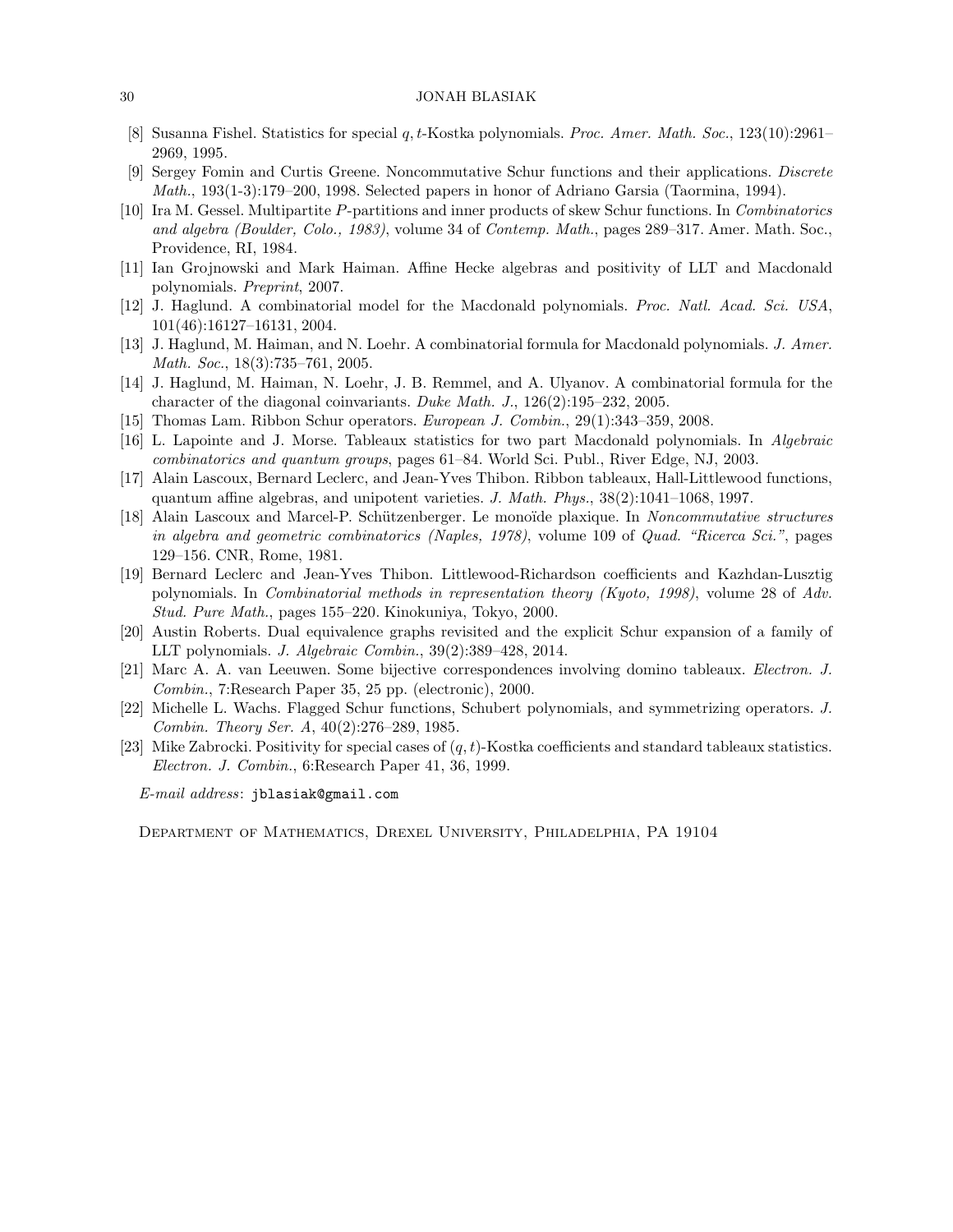[8] Susanna Fishel. Statistics for special $q, t$-Kostka polynomials. *Proc. Amer. Math. Soc.*, 123(10):2961–2969, 1995.

[9] Sergey Fomin and Curtis Greene. Noncommutative Schur functions and their applications. *Discrete Math.*, 193(1-3):179–200, 1998. Selected papers in honor of Adriano Garsia (Taormina, 1994).

[10] Ira M. Gessel. Multipartite $P$-partitions and inner products of skew Schur functions. In *Combinatorics and algebra (Boulder, Colo., 1983)*, volume 34 of *Contemp. Math.*, pages 289–317. Amer. Math. Soc., Providence, RI, 1984.

[11] Ian Grojnowski and Mark Haiman. Affine Hecke algebras and positivity of LLT and Macdonald polynomials. *Preprint*, 2007.

[12] J. Haglund. A combinatorial model for the Macdonald polynomials. *Proc. Natl. Acad. Sci. USA*, 101(46):16127–16131, 2004.

[13] J. Haglund, M. Haiman, and N. Loehr. A combinatorial formula for Macdonald polynomials. *J. Amer. Math. Soc.*, 18(3):735–761, 2005.

[14] J. Haglund, M. Haiman, N. Loehr, J. B. Remmel, and A. Ulyanov. A combinatorial formula for the character of the diagonal coinvariants. *Duke Math. J.*, 126(2):195–232, 2005.

[15] Thomas Lam. Ribbon Schur operators. *European J. Combin.*, 29(1):343–359, 2008.

[16] L. Lapointe and J. Morse. Tableaux statistics for two part Macdonald polynomials. In *Algebraic combinatorics and quantum groups*, pages 61–84. World Sci. Publ., River Edge, NJ, 2003.

[17] Alain Lascoux, Bernard Leclerc, and Jean-Yves Thibon. Ribbon tableaux, Hall-Littlewood functions, quantum affine algebras, and unipotent varieties. *J. Math. Phys.*, 38(2):1041–1068, 1997.

[18] Alain Lascoux and Marcel-P. Schützenberger. Le monoïde plaxique. In *Noncommutative structures in algebra and geometric combinatorics (Naples, 1978)*, volume 109 of *Quad. "Ricerca Sci."*, pages 129–156. CNR, Rome, 1981.

[19] Bernard Leclerc and Jean-Yves Thibon. Littlewood-Richardson coefficients and Kazhdan-Lusztig polynomials. In *Combinatorial methods in representation theory (Kyoto, 1998)*, volume 28 of *Adv. Stud. Pure Math.*, pages 155–220. Kinokuniya, Tokyo, 2000.

[20] Austin Roberts. Dual equivalence graphs revisited and the explicit Schur expansion of a family of LLT polynomials. *J. Algebraic Combin.*, 39(2):389–428, 2014.

[21] Marc A. A. van Leeuwen. Some bijective correspondences involving domino tableaux. *Electron. J. Combin.*, 7:Research Paper 35, 25 pp. (electronic), 2000.

[22] Michelle L. Wachs. Flagged Schur functions, Schubert polynomials, and symmetrizing operators. *J. Combin. Theory Ser. A*, 40(2):276–289, 1985.

[23] Mike Zabrocki. Positivity for special cases of $(q, t)$-Kostka coefficients and standard tableaux statistics. *Electron. J. Combin.*, 6:Research Paper 41, 36, 1999.

*E-mail address*: jblasiak@gmail.com

Department of Mathematics, Drexel University, Philadelphia, PA 19104